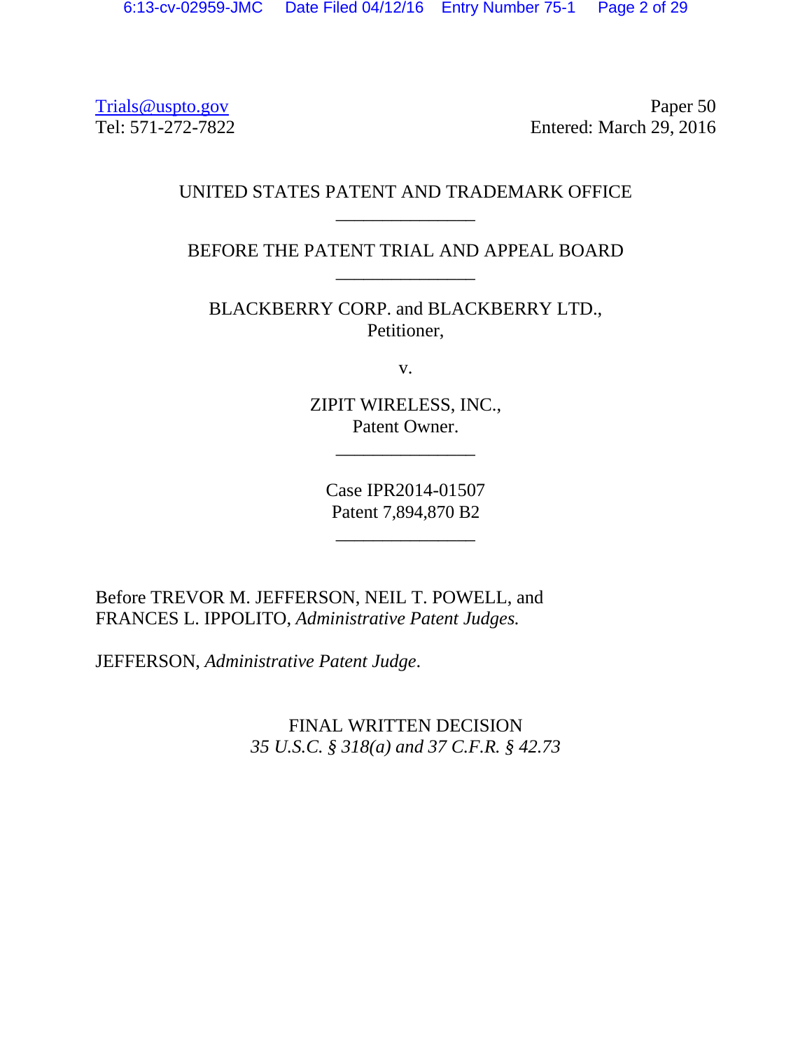Trials@uspto.gov
Tel: 571-272-7822

Paper 50
Entered: March 29, 2016

UNITED STATES PATENT AND TRADEMARK OFFICE

_______________

BEFORE THE PATENT TRIAL AND APPEAL BOARD

_______________

BLACKBERRY CORP. and BLACKBERRY LTD.,
Petitioner,

v.

ZIPIT WIRELESS, INC.,
Patent Owner.

_______________

Case IPR2014-01507
Patent 7,894,870 B2

_______________

Before TREVOR M. JEFFERSON, NEIL T. POWELL, and FRANCES L. IPPOLITO, *Administrative Patent Judges.*

JEFFERSON, *Administrative Patent Judge*.

FINAL WRITTEN DECISION
*35 U.S.C. § 318(a) and 37 C.F.R. § 42.73*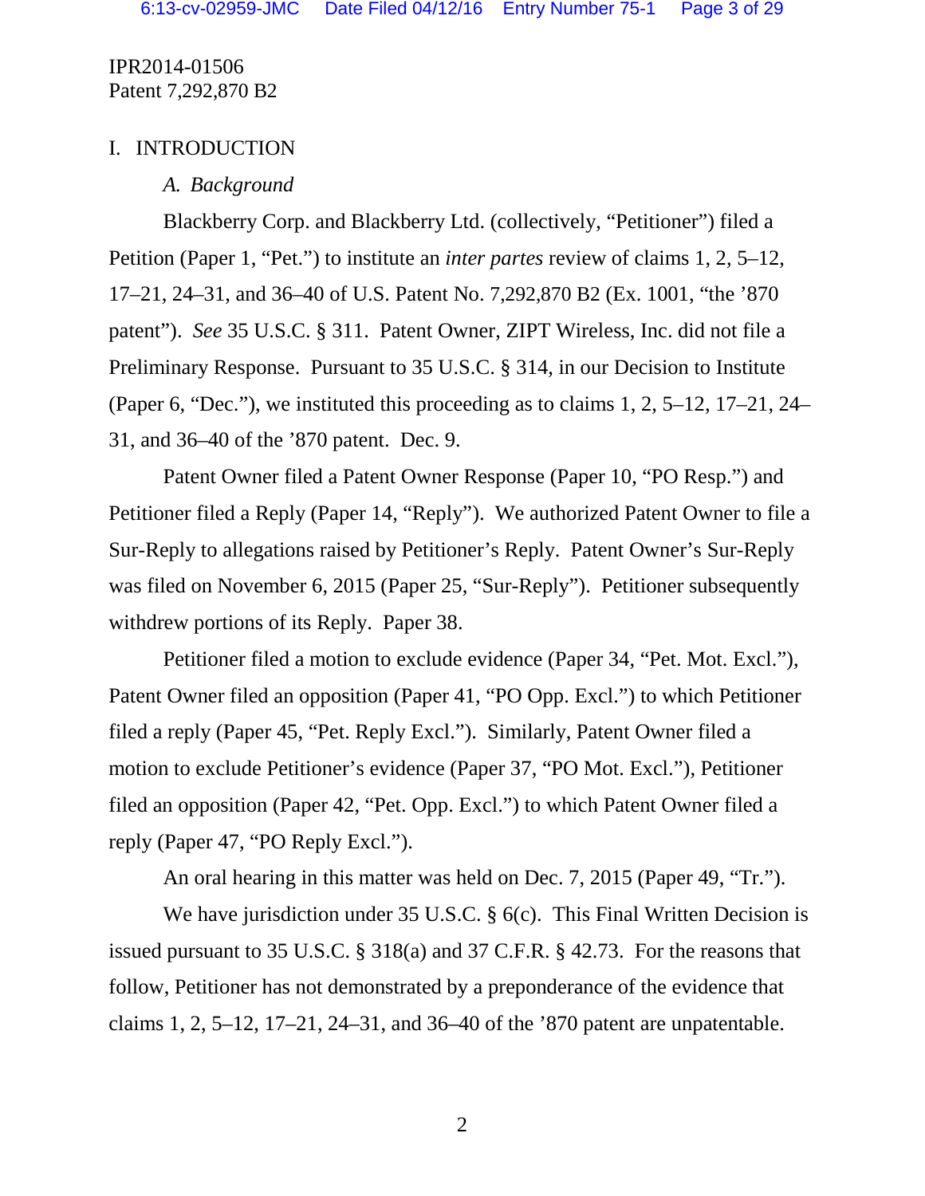IPR2014-01506
Patent 7,292,870 B2

# I. INTRODUCTION

## *A. Background*

Blackberry Corp. and Blackberry Ltd. (collectively, "Petitioner") filed a Petition (Paper 1, "Pet.") to institute an *inter partes* review of claims 1, 2, 5–12, 17–21, 24–31, and 36–40 of U.S. Patent No. 7,292,870 B2 (Ex. 1001, "the '870 patent"). *See* 35 U.S.C. § 311. Patent Owner, ZIPT Wireless, Inc. did not file a Preliminary Response. Pursuant to 35 U.S.C. § 314, in our Decision to Institute (Paper 6, "Dec."), we instituted this proceeding as to claims 1, 2, 5–12, 17–21, 24–31, and 36–40 of the '870 patent. Dec. 9.

Patent Owner filed a Patent Owner Response (Paper 10, "PO Resp.") and Petitioner filed a Reply (Paper 14, "Reply"). We authorized Patent Owner to file a Sur-Reply to allegations raised by Petitioner's Reply. Patent Owner's Sur-Reply was filed on November 6, 2015 (Paper 25, "Sur-Reply"). Petitioner subsequently withdrew portions of its Reply. Paper 38.

Petitioner filed a motion to exclude evidence (Paper 34, "Pet. Mot. Excl."), Patent Owner filed an opposition (Paper 41, "PO Opp. Excl.") to which Petitioner filed a reply (Paper 45, "Pet. Reply Excl."). Similarly, Patent Owner filed a motion to exclude Petitioner's evidence (Paper 37, "PO Mot. Excl."), Petitioner filed an opposition (Paper 42, "Pet. Opp. Excl.") to which Patent Owner filed a reply (Paper 47, "PO Reply Excl.").

An oral hearing in this matter was held on Dec. 7, 2015 (Paper 49, "Tr.").

We have jurisdiction under 35 U.S.C. § 6(c). This Final Written Decision is issued pursuant to 35 U.S.C. § 318(a) and 37 C.F.R. § 42.73. For the reasons that follow, Petitioner has not demonstrated by a preponderance of the evidence that claims 1, 2, 5–12, 17–21, 24–31, and 36–40 of the '870 patent are unpatentable.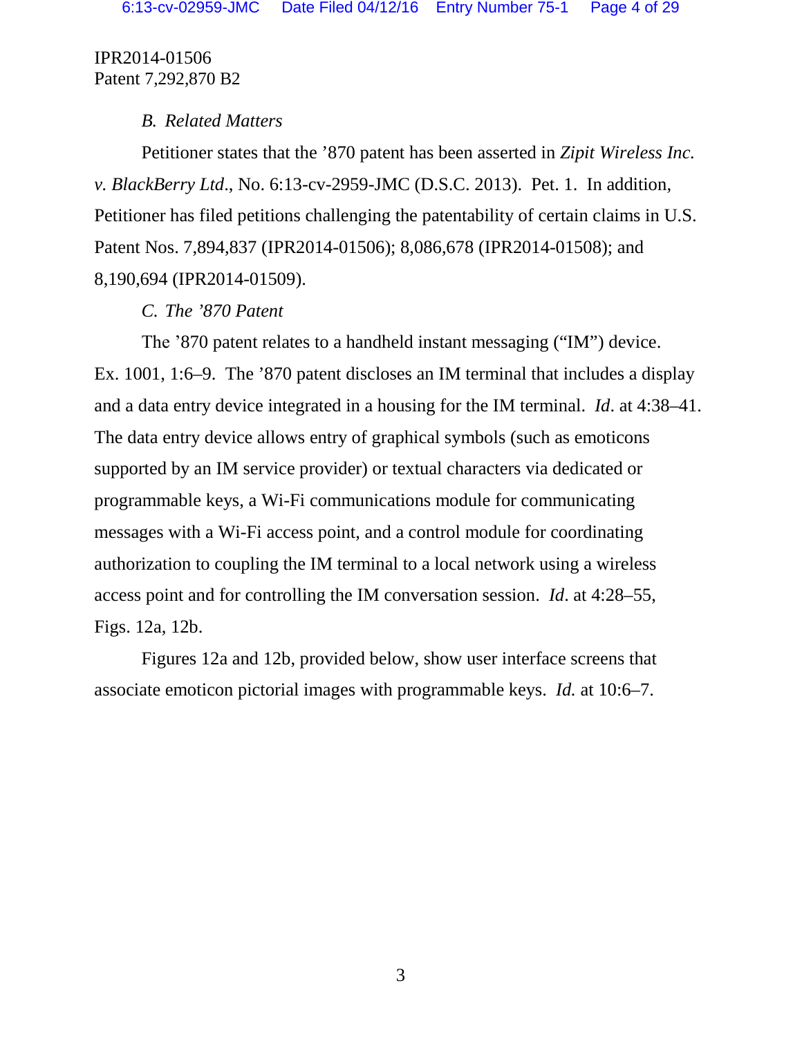IPR2014-01506
Patent 7,292,870 B2

### *B. Related Matters*

Petitioner states that the '870 patent has been asserted in *Zipit Wireless Inc. v. BlackBerry Ltd.*, No. 6:13-cv-2959-JMC (D.S.C. 2013). Pet. 1. In addition, Petitioner has filed petitions challenging the patentability of certain claims in U.S. Patent Nos. 7,894,837 (IPR2014-01506); 8,086,678 (IPR2014-01508); and 8,190,694 (IPR2014-01509).

### *C. The '870 Patent*

The '870 patent relates to a handheld instant messaging ("IM") device. Ex. 1001, 1:6–9. The '870 patent discloses an IM terminal that includes a display and a data entry device integrated in a housing for the IM terminal. *Id*. at 4:38–41. The data entry device allows entry of graphical symbols (such as emoticons supported by an IM service provider) or textual characters via dedicated or programmable keys, a Wi-Fi communications module for communicating messages with a Wi-Fi access point, and a control module for coordinating authorization to coupling the IM terminal to a local network using a wireless access point and for controlling the IM conversation session. *Id*. at 4:28–55, Figs. 12a, 12b.

Figures 12a and 12b, provided below, show user interface screens that associate emoticon pictorial images with programmable keys. *Id.* at 10:6–7.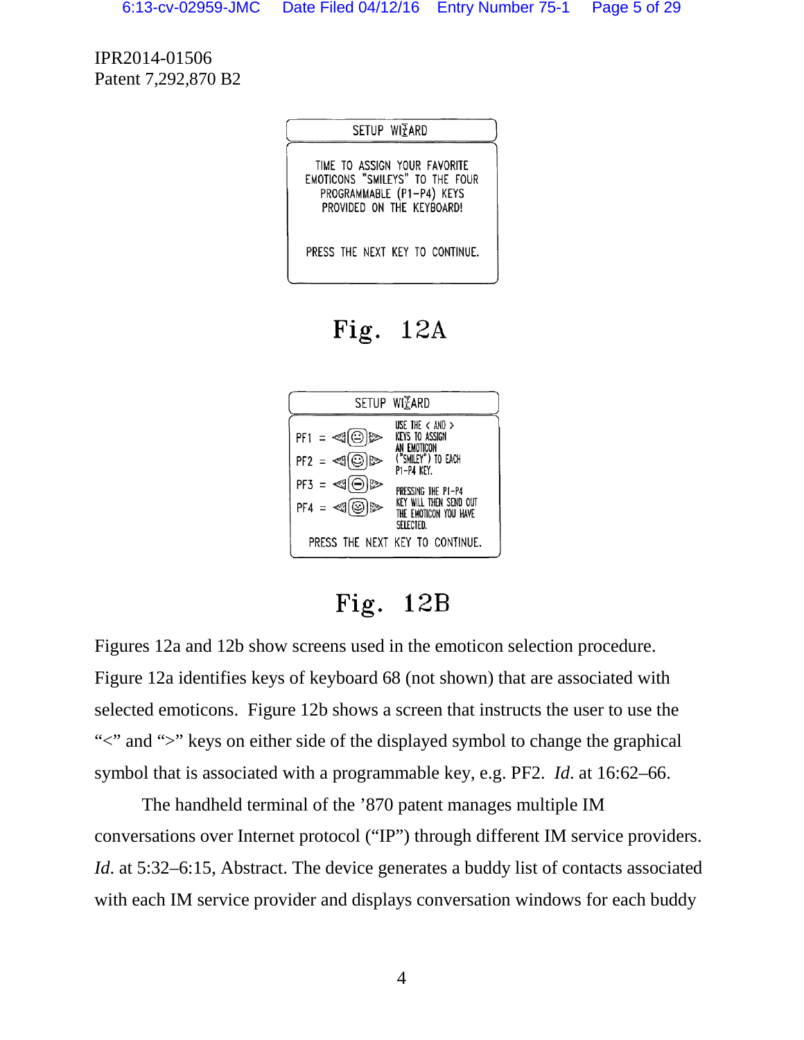IPR2014-01506
Patent 7,292,870 B2

SETUP WIZARD

TIME TO ASSIGN YOUR FAVORITE EMOTICONS "SMILEYS" TO THE FOUR PROGRAMMABLE (P1–P4) KEYS PROVIDED ON THE KEYBOARD!

PRESS THE NEXT KEY TO CONTINUE.

Fig. 12A

SETUP WIZARD

PF1 =
PF2 =
PF3 =
PF4 =

USE THE < AND > KEYS TO ASSIGN AN EMOTICON ("SMILEY") TO EACH P1–P4 KEY.

PRESSING THE P1–P4 KEY WILL THEN SEND OUT THE EMOTICON YOU HAVE SELECTED.

PRESS THE NEXT KEY TO CONTINUE.

Fig. 12B

Figures 12a and 12b show screens used in the emoticon selection procedure. Figure 12a identifies keys of keyboard 68 (not shown) that are associated with selected emoticons. Figure 12b shows a screen that instructs the user to use the "<" and ">" keys on either side of the displayed symbol to change the graphical symbol that is associated with a programmable key, e.g. PF2. *Id*. at 16:62–66.

The handheld terminal of the '870 patent manages multiple IM conversations over Internet protocol ("IP") through different IM service providers. *Id*. at 5:32–6:15, Abstract. The device generates a buddy list of contacts associated with each IM service provider and displays conversation windows for each buddy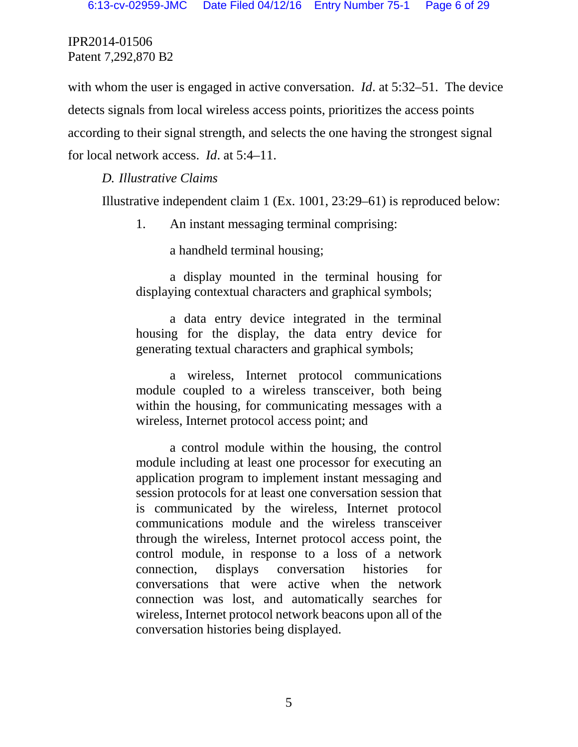with whom the user is engaged in active conversation. *Id*. at 5:32–51. The device detects signals from local wireless access points, prioritizes the access points according to their signal strength, and selects the one having the strongest signal for local network access. *Id*. at 5:4–11.

### *D. Illustrative Claims*

Illustrative independent claim 1 (Ex. 1001, 23:29–61) is reproduced below:

> 1. An instant messaging terminal comprising:
>
> a handheld terminal housing;
>
> a display mounted in the terminal housing for displaying contextual characters and graphical symbols;
>
> a data entry device integrated in the terminal housing for the display, the data entry device for generating textual characters and graphical symbols;
>
> a wireless, Internet protocol communications module coupled to a wireless transceiver, both being within the housing, for communicating messages with a wireless, Internet protocol access point; and
>
> a control module within the housing, the control module including at least one processor for executing an application program to implement instant messaging and session protocols for at least one conversation session that is communicated by the wireless, Internet protocol communications module and the wireless transceiver through the wireless, Internet protocol access point, the control module, in response to a loss of a network connection, displays conversation histories for conversations that were active when the network connection was lost, and automatically searches for wireless, Internet protocol network beacons upon all of the conversation histories being displayed.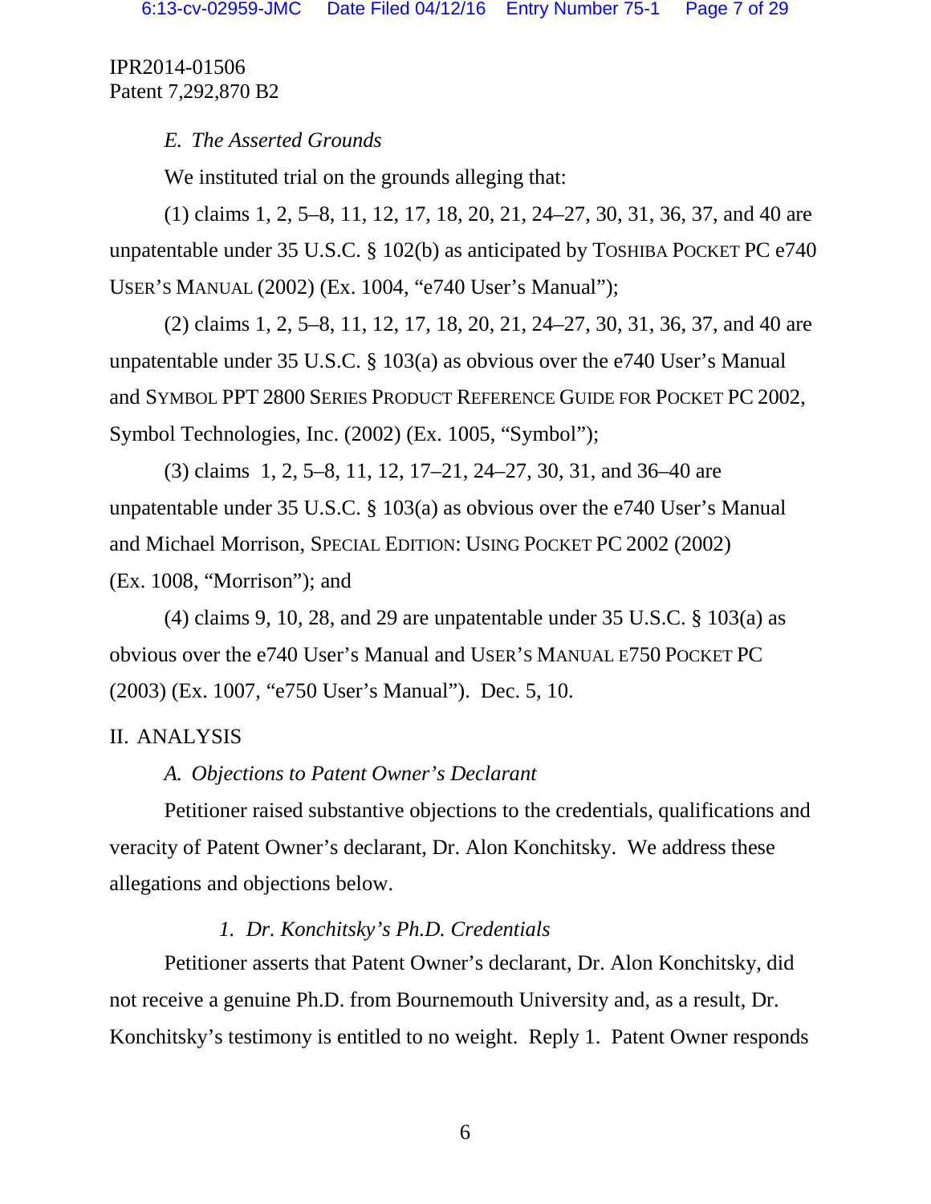### *E. The Asserted Grounds*

We instituted trial on the grounds alleging that:

(1) claims 1, 2, 5–8, 11, 12, 17, 18, 20, 21, 24–27, 30, 31, 36, 37, and 40 are unpatentable under 35 U.S.C. § 102(b) as anticipated by TOSHIBA POCKET PC e740 USER'S MANUAL (2002) (Ex. 1004, "e740 User's Manual");

(2) claims 1, 2, 5–8, 11, 12, 17, 18, 20, 21, 24–27, 30, 31, 36, 37, and 40 are unpatentable under 35 U.S.C. § 103(a) as obvious over the e740 User's Manual and SYMBOL PPT 2800 SERIES PRODUCT REFERENCE GUIDE FOR POCKET PC 2002, Symbol Technologies, Inc. (2002) (Ex. 1005, "Symbol");

(3) claims 1, 2, 5–8, 11, 12, 17–21, 24–27, 30, 31, and 36–40 are unpatentable under 35 U.S.C. § 103(a) as obvious over the e740 User's Manual and Michael Morrison, SPECIAL EDITION: USING POCKET PC 2002 (2002) (Ex. 1008, "Morrison"); and

(4) claims 9, 10, 28, and 29 are unpatentable under 35 U.S.C. § 103(a) as obvious over the e740 User's Manual and USER'S MANUAL E750 POCKET PC (2003) (Ex. 1007, "e750 User's Manual"). Dec. 5, 10.

## II. ANALYSIS

### *A. Objections to Patent Owner's Declarant*

Petitioner raised substantive objections to the credentials, qualifications and veracity of Patent Owner's declarant, Dr. Alon Konchitsky. We address these allegations and objections below.

#### *1. Dr. Konchitsky's Ph.D. Credentials*

Petitioner asserts that Patent Owner's declarant, Dr. Alon Konchitsky, did not receive a genuine Ph.D. from Bournemouth University and, as a result, Dr. Konchitsky's testimony is entitled to no weight. Reply 1. Patent Owner responds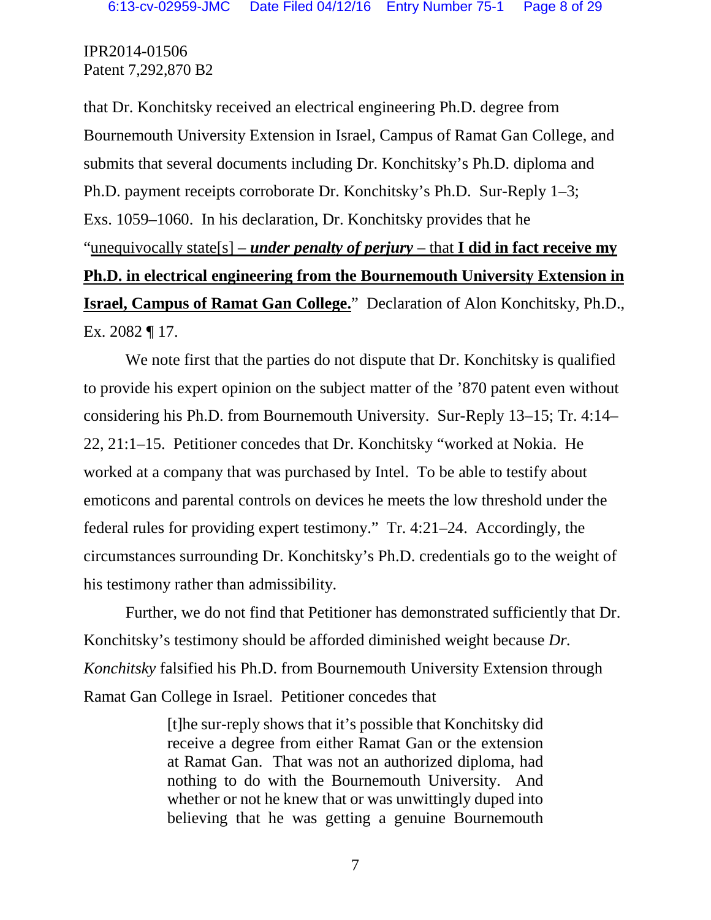that Dr. Konchitsky received an electrical engineering Ph.D. degree from Bournemouth University Extension in Israel, Campus of Ramat Gan College, and submits that several documents including Dr. Konchitsky's Ph.D. diploma and Ph.D. payment receipts corroborate Dr. Konchitsky's Ph.D. Sur-Reply 1–3; Exs. 1059–1060. In his declaration, Dr. Konchitsky provides that he "<u>unequivocally state[s] – ***under penalty of perjury*** – that **I did in fact receive my Ph.D. in electrical engineering from the Bournemouth University Extension in Israel, Campus of Ramat Gan College.**</u>" Declaration of Alon Konchitsky, Ph.D., Ex. 2082 ¶ 17.

We note first that the parties do not dispute that Dr. Konchitsky is qualified to provide his expert opinion on the subject matter of the '870 patent even without considering his Ph.D. from Bournemouth University. Sur-Reply 13–15; Tr. 4:14–22, 21:1–15. Petitioner concedes that Dr. Konchitsky "worked at Nokia. He worked at a company that was purchased by Intel. To be able to testify about emoticons and parental controls on devices he meets the low threshold under the federal rules for providing expert testimony." Tr. 4:21–24. Accordingly, the circumstances surrounding Dr. Konchitsky's Ph.D. credentials go to the weight of his testimony rather than admissibility.

Further, we do not find that Petitioner has demonstrated sufficiently that Dr. Konchitsky's testimony should be afforded diminished weight because *Dr. Konchitsky* falsified his Ph.D. from Bournemouth University Extension through Ramat Gan College in Israel. Petitioner concedes that

> [t]he sur-reply shows that it's possible that Konchitsky did receive a degree from either Ramat Gan or the extension at Ramat Gan. That was not an authorized diploma, had nothing to do with the Bournemouth University. And whether or not he knew that or was unwittingly duped into believing that he was getting a genuine Bournemouth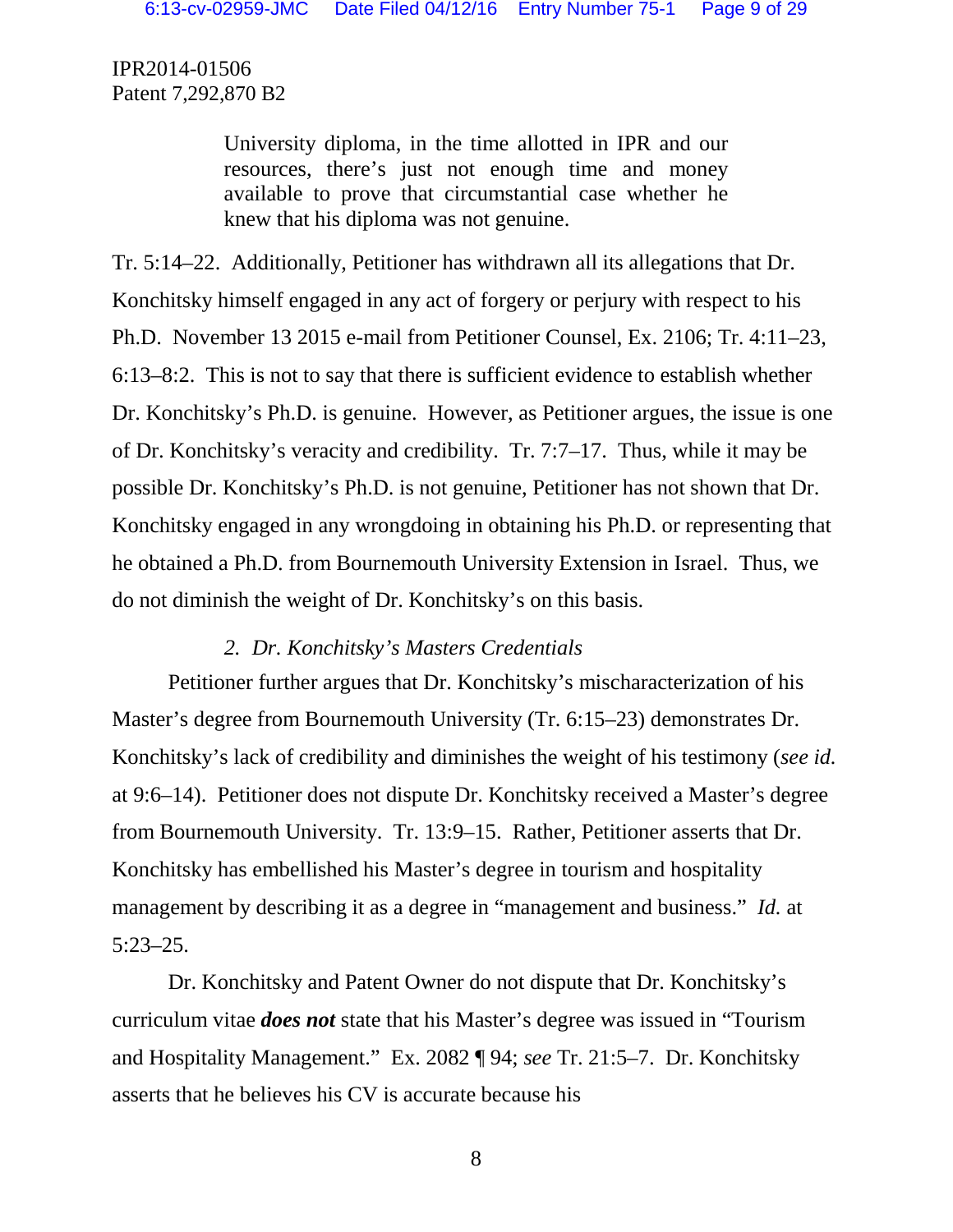> University diploma, in the time allotted in IPR and our resources, there's just not enough time and money available to prove that circumstantial case whether he knew that his diploma was not genuine.

Tr. 5:14–22. Additionally, Petitioner has withdrawn all its allegations that Dr. Konchitsky himself engaged in any act of forgery or perjury with respect to his Ph.D. November 13 2015 e-mail from Petitioner Counsel, Ex. 2106; Tr. 4:11–23, 6:13–8:2. This is not to say that there is sufficient evidence to establish whether Dr. Konchitsky's Ph.D. is genuine. However, as Petitioner argues, the issue is one of Dr. Konchitsky's veracity and credibility. Tr. 7:7–17. Thus, while it may be possible Dr. Konchitsky's Ph.D. is not genuine, Petitioner has not shown that Dr. Konchitsky engaged in any wrongdoing in obtaining his Ph.D. or representing that he obtained a Ph.D. from Bournemouth University Extension in Israel. Thus, we do not diminish the weight of Dr. Konchitsky's on this basis.

### *2. Dr. Konchitsky's Masters Credentials*

Petitioner further argues that Dr. Konchitsky's mischaracterization of his Master's degree from Bournemouth University (Tr. 6:15–23) demonstrates Dr. Konchitsky's lack of credibility and diminishes the weight of his testimony (*see id.* at 9:6–14). Petitioner does not dispute Dr. Konchitsky received a Master's degree from Bournemouth University. Tr. 13:9–15. Rather, Petitioner asserts that Dr. Konchitsky has embellished his Master's degree in tourism and hospitality management by describing it as a degree in "management and business." *Id.* at 5:23–25.

Dr. Konchitsky and Patent Owner do not dispute that Dr. Konchitsky's curriculum vitae ***does not*** state that his Master's degree was issued in "Tourism and Hospitality Management." Ex. 2082 ¶ 94; *see* Tr. 21:5–7. Dr. Konchitsky asserts that he believes his CV is accurate because his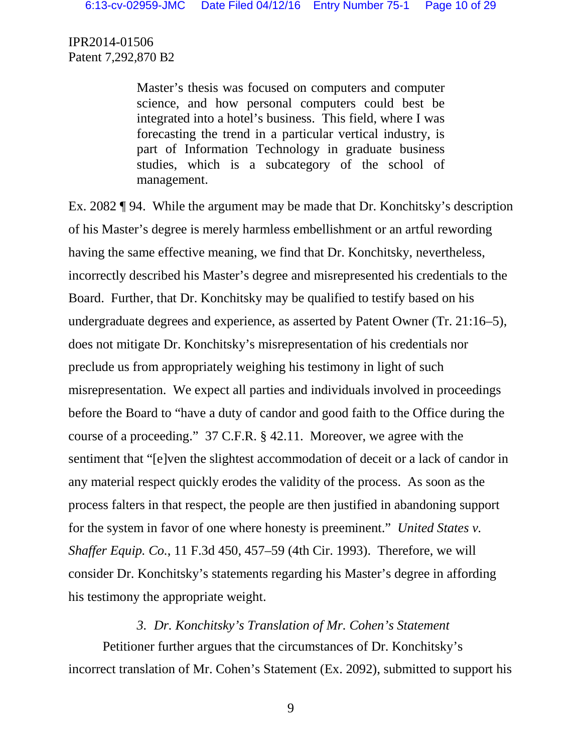> Master's thesis was focused on computers and computer science, and how personal computers could best be integrated into a hotel's business. This field, where I was forecasting the trend in a particular vertical industry, is part of Information Technology in graduate business studies, which is a subcategory of the school of management.

Ex. 2082 ¶ 94. While the argument may be made that Dr. Konchitsky's description of his Master's degree is merely harmless embellishment or an artful rewording having the same effective meaning, we find that Dr. Konchitsky, nevertheless, incorrectly described his Master's degree and misrepresented his credentials to the Board. Further, that Dr. Konchitsky may be qualified to testify based on his undergraduate degrees and experience, as asserted by Patent Owner (Tr. 21:16–5), does not mitigate Dr. Konchitsky's misrepresentation of his credentials nor preclude us from appropriately weighing his testimony in light of such misrepresentation. We expect all parties and individuals involved in proceedings before the Board to "have a duty of candor and good faith to the Office during the course of a proceeding." 37 C.F.R. § 42.11. Moreover, we agree with the sentiment that "[e]ven the slightest accommodation of deceit or a lack of candor in any material respect quickly erodes the validity of the process. As soon as the process falters in that respect, the people are then justified in abandoning support for the system in favor of one where honesty is preeminent." *United States v. Shaffer Equip. Co.*, 11 F.3d 450, 457–59 (4th Cir. 1993). Therefore, we will consider Dr. Konchitsky's statements regarding his Master's degree in affording his testimony the appropriate weight.

### 3. *Dr. Konchitsky's Translation of Mr. Cohen's Statement*

Petitioner further argues that the circumstances of Dr. Konchitsky's incorrect translation of Mr. Cohen's Statement (Ex. 2092), submitted to support his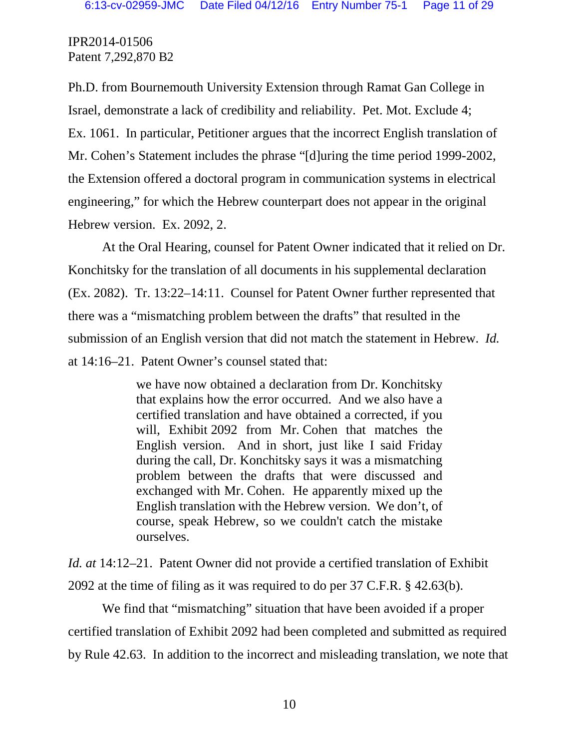Ph.D. from Bournemouth University Extension through Ramat Gan College in Israel, demonstrate a lack of credibility and reliability. Pet. Mot. Exclude 4; Ex. 1061. In particular, Petitioner argues that the incorrect English translation of Mr. Cohen's Statement includes the phrase "[d]uring the time period 1999-2002, the Extension offered a doctoral program in communication systems in electrical engineering," for which the Hebrew counterpart does not appear in the original Hebrew version. Ex. 2092, 2.

At the Oral Hearing, counsel for Patent Owner indicated that it relied on Dr. Konchitsky for the translation of all documents in his supplemental declaration (Ex. 2082). Tr. 13:22–14:11. Counsel for Patent Owner further represented that there was a "mismatching problem between the drafts" that resulted in the submission of an English version that did not match the statement in Hebrew. *Id.* at 14:16–21. Patent Owner's counsel stated that:

> we have now obtained a declaration from Dr. Konchitsky that explains how the error occurred. And we also have a certified translation and have obtained a corrected, if you will, Exhibit 2092 from Mr. Cohen that matches the English version. And in short, just like I said Friday during the call, Dr. Konchitsky says it was a mismatching problem between the drafts that were discussed and exchanged with Mr. Cohen. He apparently mixed up the English translation with the Hebrew version. We don't, of course, speak Hebrew, so we couldn't catch the mistake ourselves.

*Id. at* 14:12–21. Patent Owner did not provide a certified translation of Exhibit 2092 at the time of filing as it was required to do per 37 C.F.R. § 42.63(b).

We find that "mismatching" situation that have been avoided if a proper certified translation of Exhibit 2092 had been completed and submitted as required by Rule 42.63. In addition to the incorrect and misleading translation, we note that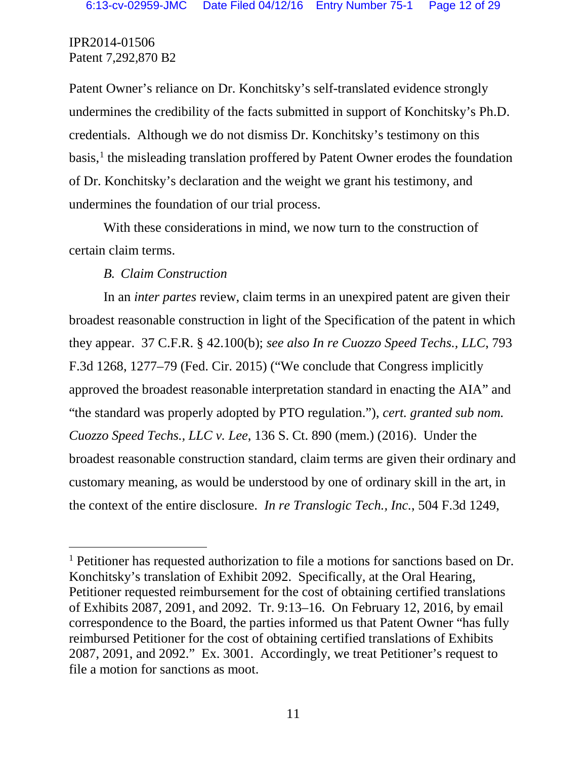Patent Owner's reliance on Dr. Konchitsky's self-translated evidence strongly undermines the credibility of the facts submitted in support of Konchitsky's Ph.D. credentials. Although we do not dismiss Dr. Konchitsky's testimony on this basis,[1] the misleading translation proffered by Patent Owner erodes the foundation of Dr. Konchitsky's declaration and the weight we grant his testimony, and undermines the foundation of our trial process.

With these considerations in mind, we now turn to the construction of certain claim terms.

### *B. Claim Construction*

In an *inter partes* review, claim terms in an unexpired patent are given their broadest reasonable construction in light of the Specification of the patent in which they appear. 37 C.F.R. § 42.100(b); *see also In re Cuozzo Speed Techs., LLC*, 793 F.3d 1268, 1277–79 (Fed. Cir. 2015) ("We conclude that Congress implicitly approved the broadest reasonable interpretation standard in enacting the AIA" and "the standard was properly adopted by PTO regulation."), *cert. granted sub nom. Cuozzo Speed Techs., LLC v. Lee*, 136 S. Ct. 890 (mem.) (2016). Under the broadest reasonable construction standard, claim terms are given their ordinary and customary meaning, as would be understood by one of ordinary skill in the art, in the context of the entire disclosure. *In re Translogic Tech., Inc.*, 504 F.3d 1249,

---

[1] Petitioner has requested authorization to file a motions for sanctions based on Dr. Konchitsky's translation of Exhibit 2092. Specifically, at the Oral Hearing, Petitioner requested reimbursement for the cost of obtaining certified translations of Exhibits 2087, 2091, and 2092. Tr. 9:13–16. On February 12, 2016, by email correspondence to the Board, the parties informed us that Patent Owner "has fully reimbursed Petitioner for the cost of obtaining certified translations of Exhibits 2087, 2091, and 2092." Ex. 3001. Accordingly, we treat Petitioner's request to file a motion for sanctions as moot.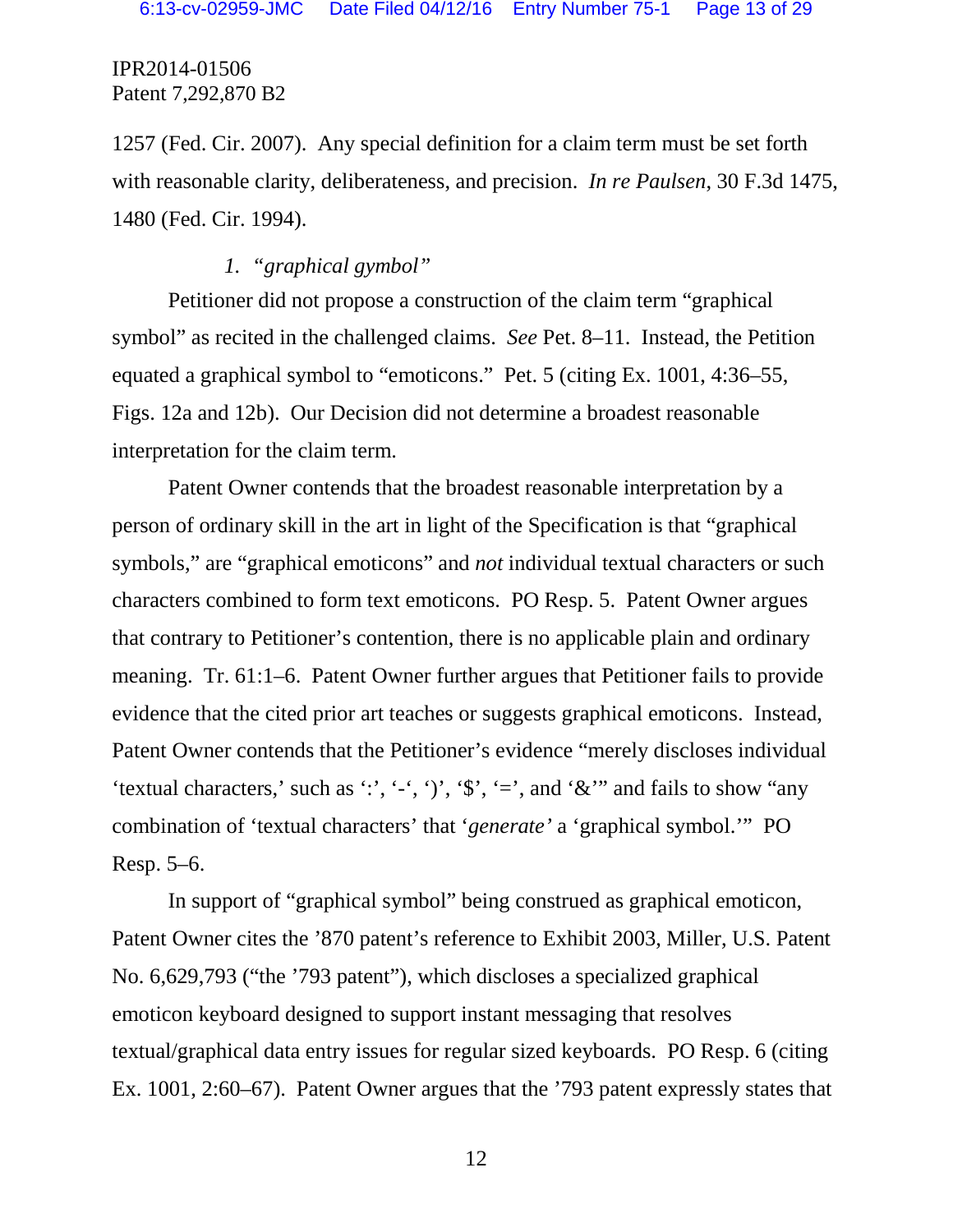1257 (Fed. Cir. 2007). Any special definition for a claim term must be set forth with reasonable clarity, deliberateness, and precision. *In re Paulsen*, 30 F.3d 1475, 1480 (Fed. Cir. 1994).

### 1. *"graphical gymbol"*

Petitioner did not propose a construction of the claim term "graphical symbol" as recited in the challenged claims. *See* Pet. 8–11. Instead, the Petition equated a graphical symbol to "emoticons." Pet. 5 (citing Ex. 1001, 4:36–55, Figs. 12a and 12b). Our Decision did not determine a broadest reasonable interpretation for the claim term.

Patent Owner contends that the broadest reasonable interpretation by a person of ordinary skill in the art in light of the Specification is that "graphical symbols," are "graphical emoticons" and *not* individual textual characters or such characters combined to form text emoticons. PO Resp. 5. Patent Owner argues that contrary to Petitioner's contention, there is no applicable plain and ordinary meaning. Tr. 61:1–6. Patent Owner further argues that Petitioner fails to provide evidence that the cited prior art teaches or suggests graphical emoticons. Instead, Patent Owner contends that the Petitioner's evidence "merely discloses individual 'textual characters,' such as ':', '-', ')', '$', '=', and '&'" and fails to show "any combination of 'textual characters' that '*generate'* a 'graphical symbol.'" PO Resp. 5–6.

In support of "graphical symbol" being construed as graphical emoticon, Patent Owner cites the '870 patent's reference to Exhibit 2003, Miller, U.S. Patent No. 6,629,793 ("the '793 patent"), which discloses a specialized graphical emoticon keyboard designed to support instant messaging that resolves textual/graphical data entry issues for regular sized keyboards. PO Resp. 6 (citing Ex. 1001, 2:60–67). Patent Owner argues that the '793 patent expressly states that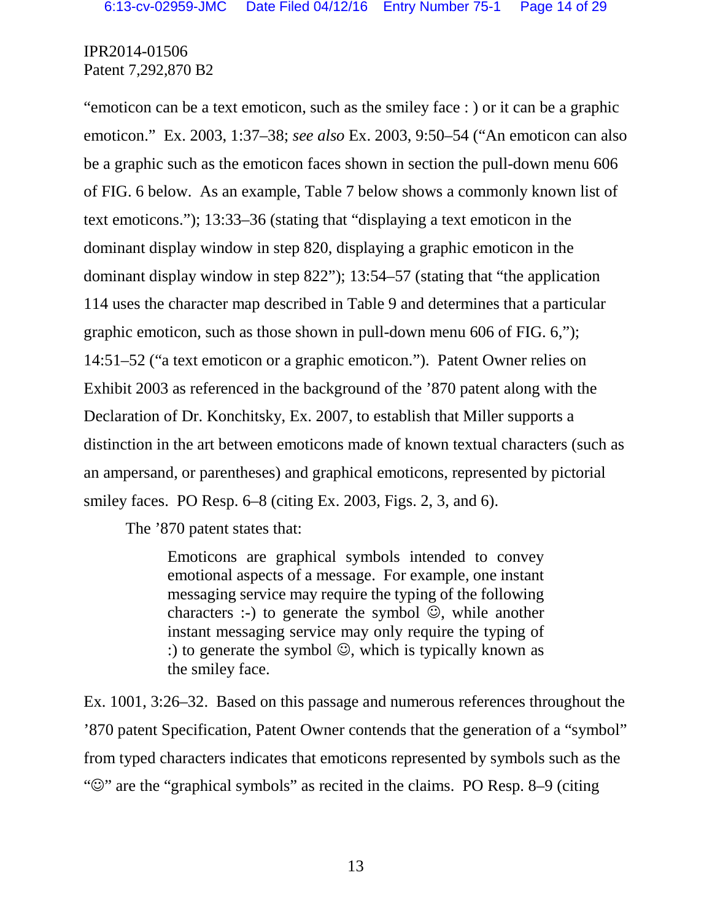"emoticon can be a text emoticon, such as the smiley face : ) or it can be a graphic emoticon." Ex. 2003, 1:37–38; *see also* Ex. 2003, 9:50–54 ("An emoticon can also be a graphic such as the emoticon faces shown in section the pull-down menu 606 of FIG. 6 below. As an example, Table 7 below shows a commonly known list of text emoticons."); 13:33–36 (stating that "displaying a text emoticon in the dominant display window in step 820, displaying a graphic emoticon in the dominant display window in step 822"); 13:54–57 (stating that "the application 114 uses the character map described in Table 9 and determines that a particular graphic emoticon, such as those shown in pull-down menu 606 of FIG. 6,"); 14:51–52 ("a text emoticon or a graphic emoticon."). Patent Owner relies on Exhibit 2003 as referenced in the background of the '870 patent along with the Declaration of Dr. Konchitsky, Ex. 2007, to establish that Miller supports a distinction in the art between emoticons made of known textual characters (such as an ampersand, or parentheses) and graphical emoticons, represented by pictorial smiley faces. PO Resp. 6–8 (citing Ex. 2003, Figs. 2, 3, and 6).

The '870 patent states that:

> Emoticons are graphical symbols intended to convey emotional aspects of a message. For example, one instant messaging service may require the typing of the following characters :-) to generate the symbol ☺, while another instant messaging service may only require the typing of :) to generate the symbol ☺, which is typically known as the smiley face.

Ex. 1001, 3:26–32. Based on this passage and numerous references throughout the '870 patent Specification, Patent Owner contends that the generation of a "symbol" from typed characters indicates that emoticons represented by symbols such as the "☺" are the "graphical symbols" as recited in the claims. PO Resp. 8–9 (citing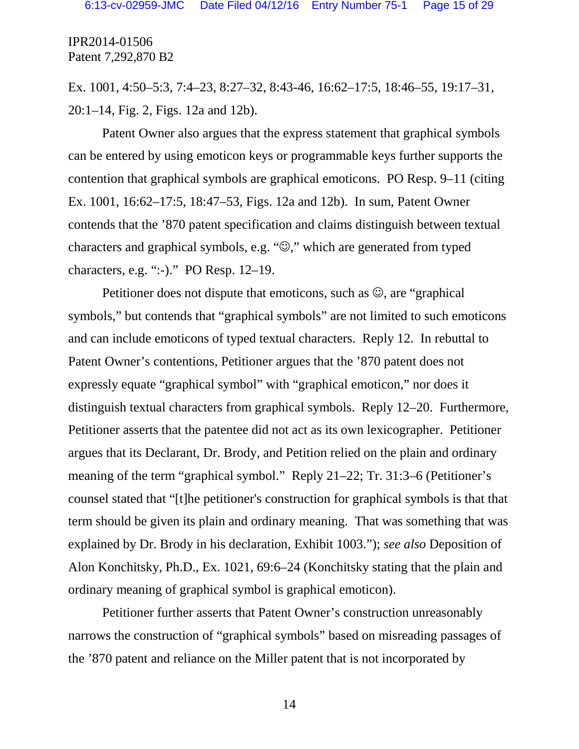Ex. 1001, 4:50–5:3, 7:4–23, 8:27–32, 8:43-46, 16:62–17:5, 18:46–55, 19:17–31, 20:1–14, Fig. 2, Figs. 12a and 12b).

Patent Owner also argues that the express statement that graphical symbols can be entered by using emoticon keys or programmable keys further supports the contention that graphical symbols are graphical emoticons. PO Resp. 9–11 (citing Ex. 1001, 16:62–17:5, 18:47–53, Figs. 12a and 12b). In sum, Patent Owner contends that the '870 patent specification and claims distinguish between textual characters and graphical symbols, e.g. "☺," which are generated from typed characters, e.g. ":-)." PO Resp. 12–19.

Petitioner does not dispute that emoticons, such as ☺, are "graphical symbols," but contends that "graphical symbols" are not limited to such emoticons and can include emoticons of typed textual characters. Reply 12. In rebuttal to Patent Owner's contentions, Petitioner argues that the '870 patent does not expressly equate "graphical symbol" with "graphical emoticon," nor does it distinguish textual characters from graphical symbols. Reply 12–20. Furthermore, Petitioner asserts that the patentee did not act as its own lexicographer. Petitioner argues that its Declarant, Dr. Brody, and Petition relied on the plain and ordinary meaning of the term "graphical symbol." Reply 21–22; Tr. 31:3–6 (Petitioner's counsel stated that "[t]he petitioner's construction for graphical symbols is that that term should be given its plain and ordinary meaning. That was something that was explained by Dr. Brody in his declaration, Exhibit 1003."); *see also* Deposition of Alon Konchitsky, Ph.D., Ex. 1021, 69:6–24 (Konchitsky stating that the plain and ordinary meaning of graphical symbol is graphical emoticon).

Petitioner further asserts that Patent Owner's construction unreasonably narrows the construction of "graphical symbols" based on misreading passages of the '870 patent and reliance on the Miller patent that is not incorporated by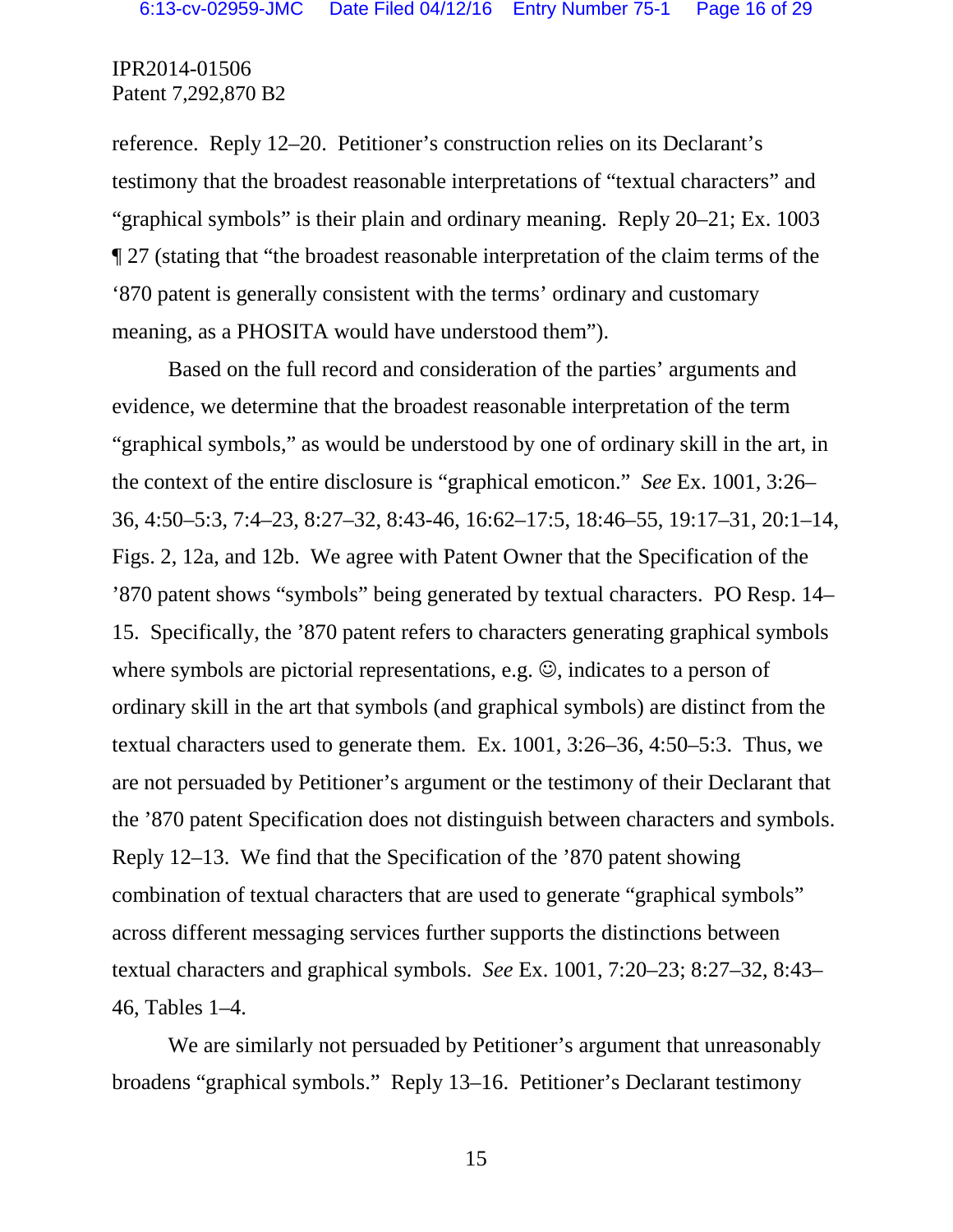reference. Reply 12–20. Petitioner's construction relies on its Declarant's testimony that the broadest reasonable interpretations of "textual characters" and "graphical symbols" is their plain and ordinary meaning. Reply 20–21; Ex. 1003 ¶ 27 (stating that "the broadest reasonable interpretation of the claim terms of the '870 patent is generally consistent with the terms' ordinary and customary meaning, as a PHOSITA would have understood them").

Based on the full record and consideration of the parties' arguments and evidence, we determine that the broadest reasonable interpretation of the term "graphical symbols," as would be understood by one of ordinary skill in the art, in the context of the entire disclosure is "graphical emoticon." *See* Ex. 1001, 3:26–36, 4:50–5:3, 7:4–23, 8:27–32, 8:43-46, 16:62–17:5, 18:46–55, 19:17–31, 20:1–14, Figs. 2, 12a, and 12b. We agree with Patent Owner that the Specification of the '870 patent shows "symbols" being generated by textual characters. PO Resp. 14–15. Specifically, the '870 patent refers to characters generating graphical symbols where symbols are pictorial representations, e.g. ☺, indicates to a person of ordinary skill in the art that symbols (and graphical symbols) are distinct from the textual characters used to generate them. Ex. 1001, 3:26–36, 4:50–5:3. Thus, we are not persuaded by Petitioner's argument or the testimony of their Declarant that the '870 patent Specification does not distinguish between characters and symbols. Reply 12–13. We find that the Specification of the '870 patent showing combination of textual characters that are used to generate "graphical symbols" across different messaging services further supports the distinctions between textual characters and graphical symbols. *See* Ex. 1001, 7:20–23; 8:27–32, 8:43–46, Tables 1–4.

We are similarly not persuaded by Petitioner's argument that unreasonably broadens "graphical symbols." Reply 13–16. Petitioner's Declarant testimony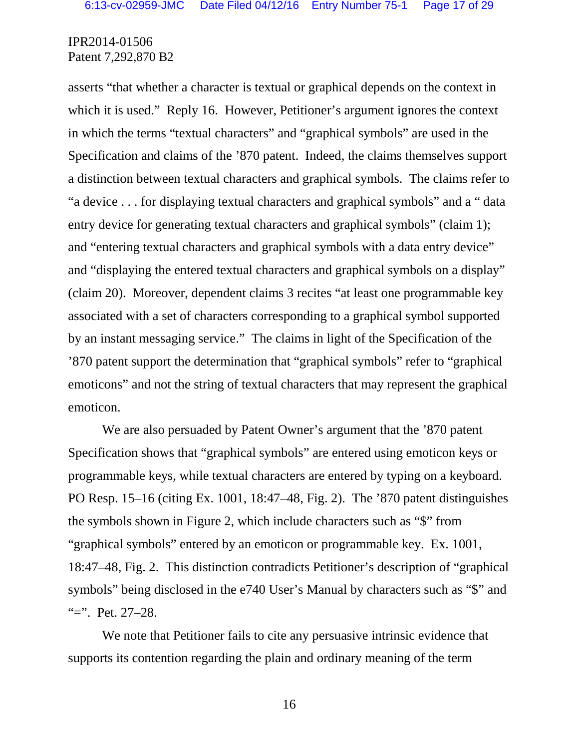asserts "that whether a character is textual or graphical depends on the context in which it is used." Reply 16. However, Petitioner's argument ignores the context in which the terms "textual characters" and "graphical symbols" are used in the Specification and claims of the '870 patent. Indeed, the claims themselves support a distinction between textual characters and graphical symbols. The claims refer to "a device . . . for displaying textual characters and graphical symbols" and a " data entry device for generating textual characters and graphical symbols" (claim 1); and "entering textual characters and graphical symbols with a data entry device" and "displaying the entered textual characters and graphical symbols on a display" (claim 20). Moreover, dependent claims 3 recites "at least one programmable key associated with a set of characters corresponding to a graphical symbol supported by an instant messaging service." The claims in light of the Specification of the '870 patent support the determination that "graphical symbols" refer to "graphical emoticons" and not the string of textual characters that may represent the graphical emoticon.

We are also persuaded by Patent Owner's argument that the '870 patent Specification shows that "graphical symbols" are entered using emoticon keys or programmable keys, while textual characters are entered by typing on a keyboard. PO Resp. 15–16 (citing Ex. 1001, 18:47–48, Fig. 2). The '870 patent distinguishes the symbols shown in Figure 2, which include characters such as "$" from "graphical symbols" entered by an emoticon or programmable key. Ex. 1001, 18:47–48, Fig. 2. This distinction contradicts Petitioner's description of "graphical symbols" being disclosed in the e740 User's Manual by characters such as "$" and "=". Pet. 27–28.

We note that Petitioner fails to cite any persuasive intrinsic evidence that supports its contention regarding the plain and ordinary meaning of the term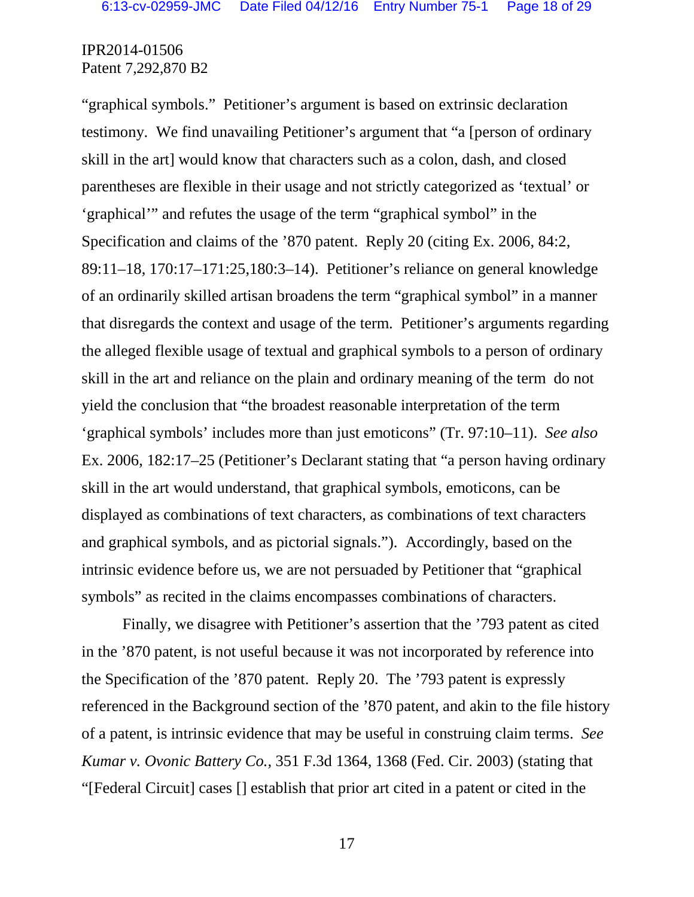"graphical symbols." Petitioner's argument is based on extrinsic declaration testimony. We find unavailing Petitioner's argument that "a [person of ordinary skill in the art] would know that characters such as a colon, dash, and closed parentheses are flexible in their usage and not strictly categorized as 'textual' or 'graphical'" and refutes the usage of the term "graphical symbol" in the Specification and claims of the '870 patent. Reply 20 (citing Ex. 2006, 84:2, 89:11–18, 170:17–171:25,180:3–14). Petitioner's reliance on general knowledge of an ordinarily skilled artisan broadens the term "graphical symbol" in a manner that disregards the context and usage of the term. Petitioner's arguments regarding the alleged flexible usage of textual and graphical symbols to a person of ordinary skill in the art and reliance on the plain and ordinary meaning of the term do not yield the conclusion that "the broadest reasonable interpretation of the term 'graphical symbols' includes more than just emoticons" (Tr. 97:10–11). *See also* Ex. 2006, 182:17–25 (Petitioner's Declarant stating that "a person having ordinary skill in the art would understand, that graphical symbols, emoticons, can be displayed as combinations of text characters, as combinations of text characters and graphical symbols, and as pictorial signals."). Accordingly, based on the intrinsic evidence before us, we are not persuaded by Petitioner that "graphical symbols" as recited in the claims encompasses combinations of characters.

Finally, we disagree with Petitioner's assertion that the '793 patent as cited in the '870 patent, is not useful because it was not incorporated by reference into the Specification of the '870 patent. Reply 20. The '793 patent is expressly referenced in the Background section of the '870 patent, and akin to the file history of a patent, is intrinsic evidence that may be useful in construing claim terms. *See Kumar v. Ovonic Battery Co.*, 351 F.3d 1364, 1368 (Fed. Cir. 2003) (stating that "[Federal Circuit] cases [] establish that prior art cited in a patent or cited in the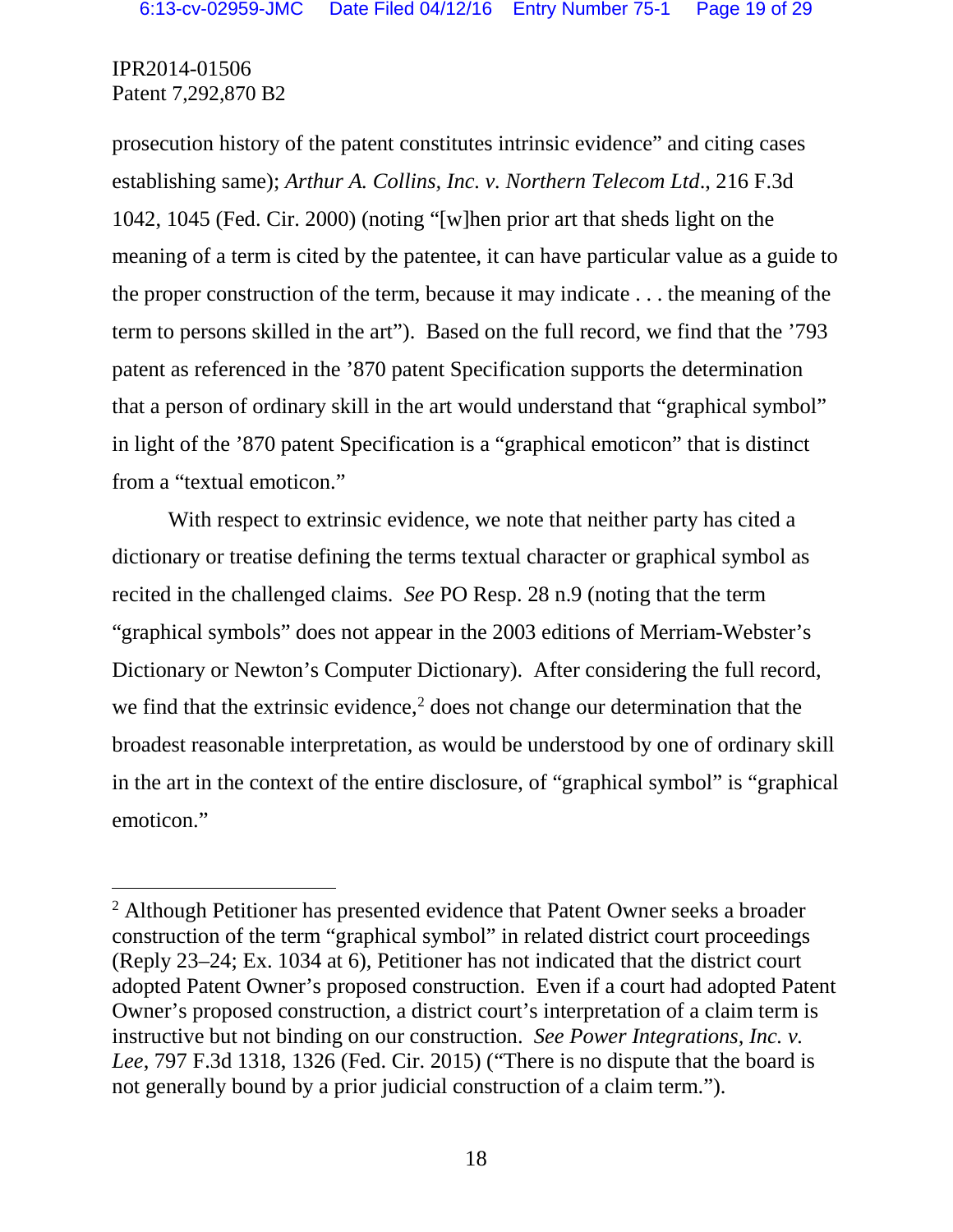prosecution history of the patent constitutes intrinsic evidence" and citing cases establishing same); *Arthur A. Collins, Inc. v. Northern Telecom Ltd*., 216 F.3d 1042, 1045 (Fed. Cir. 2000) (noting "[w]hen prior art that sheds light on the meaning of a term is cited by the patentee, it can have particular value as a guide to the proper construction of the term, because it may indicate . . . the meaning of the term to persons skilled in the art"). Based on the full record, we find that the '793 patent as referenced in the '870 patent Specification supports the determination that a person of ordinary skill in the art would understand that "graphical symbol" in light of the '870 patent Specification is a "graphical emoticon" that is distinct from a "textual emoticon."

With respect to extrinsic evidence, we note that neither party has cited a dictionary or treatise defining the terms textual character or graphical symbol as recited in the challenged claims. *See* PO Resp. 28 n.9 (noting that the term "graphical symbols" does not appear in the 2003 editions of Merriam-Webster's Dictionary or Newton's Computer Dictionary). After considering the full record, we find that the extrinsic evidence,[2] does not change our determination that the broadest reasonable interpretation, as would be understood by one of ordinary skill in the art in the context of the entire disclosure, of "graphical symbol" is "graphical emoticon."

---

[2] Although Petitioner has presented evidence that Patent Owner seeks a broader construction of the term "graphical symbol" in related district court proceedings (Reply 23–24; Ex. 1034 at 6), Petitioner has not indicated that the district court adopted Patent Owner's proposed construction. Even if a court had adopted Patent Owner's proposed construction, a district court's interpretation of a claim term is instructive but not binding on our construction. *See Power Integrations, Inc. v. Lee*, 797 F.3d 1318, 1326 (Fed. Cir. 2015) ("There is no dispute that the board is not generally bound by a prior judicial construction of a claim term.").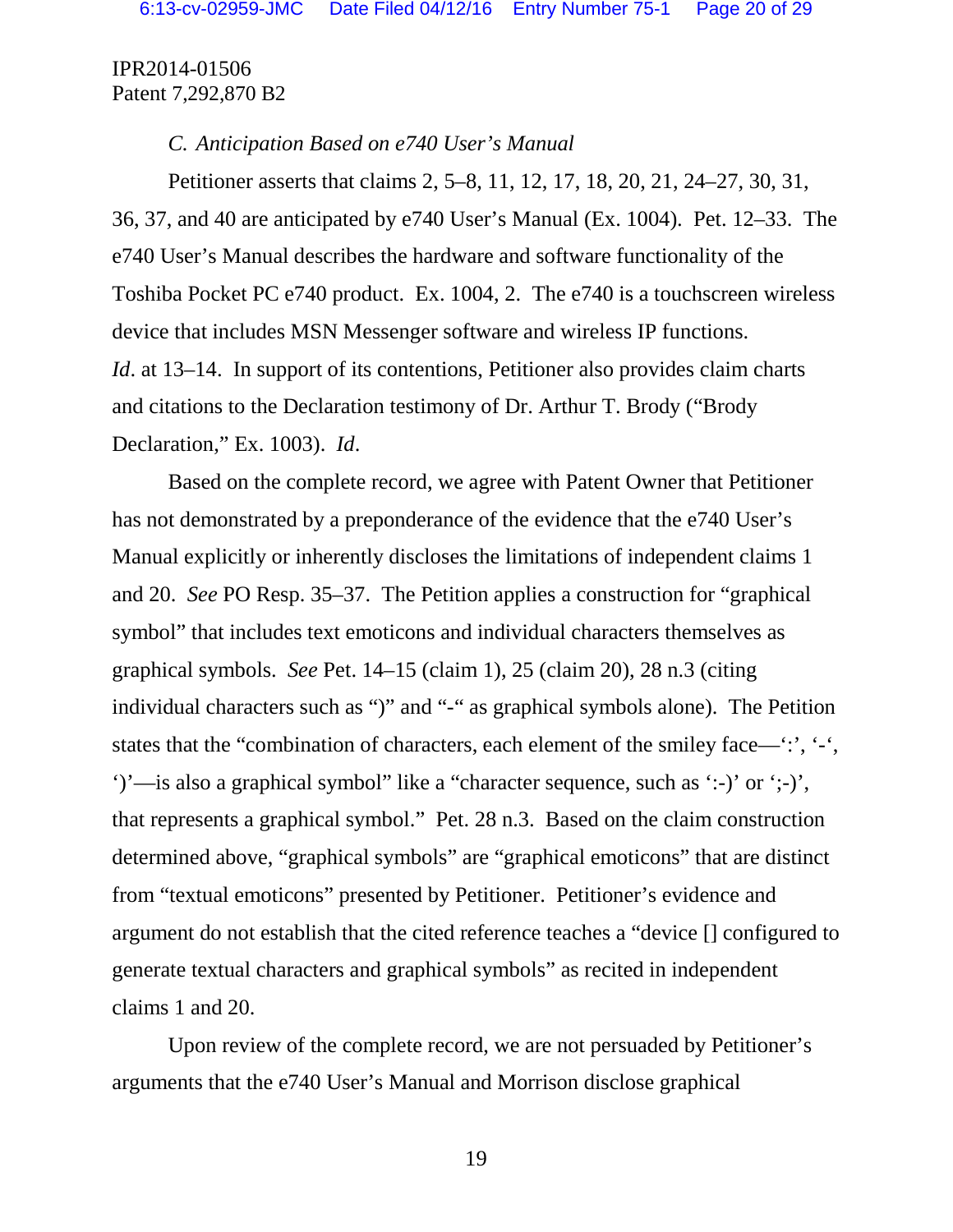*C. Anticipation Based on e740 User's Manual*

Petitioner asserts that claims 2, 5–8, 11, 12, 17, 18, 20, 21, 24–27, 30, 31, 36, 37, and 40 are anticipated by e740 User's Manual (Ex. 1004). Pet. 12–33. The e740 User's Manual describes the hardware and software functionality of the Toshiba Pocket PC e740 product. Ex. 1004, 2. The e740 is a touchscreen wireless device that includes MSN Messenger software and wireless IP functions. *Id*. at 13–14. In support of its contentions, Petitioner also provides claim charts and citations to the Declaration testimony of Dr. Arthur T. Brody ("Brody Declaration," Ex. 1003). *Id*.

Based on the complete record, we agree with Patent Owner that Petitioner has not demonstrated by a preponderance of the evidence that the e740 User's Manual explicitly or inherently discloses the limitations of independent claims 1 and 20. *See* PO Resp. 35–37. The Petition applies a construction for "graphical symbol" that includes text emoticons and individual characters themselves as graphical symbols. *See* Pet. 14–15 (claim 1), 25 (claim 20), 28 n.3 (citing individual characters such as ")" and "-" as graphical symbols alone). The Petition states that the "combination of characters, each element of the smiley face—':', '-', ')'—is also a graphical symbol" like a "character sequence, such as ':-)' or ';-)', that represents a graphical symbol." Pet. 28 n.3. Based on the claim construction determined above, "graphical symbols" are "graphical emoticons" that are distinct from "textual emoticons" presented by Petitioner. Petitioner's evidence and argument do not establish that the cited reference teaches a "device [] configured to generate textual characters and graphical symbols" as recited in independent claims 1 and 20.

Upon review of the complete record, we are not persuaded by Petitioner's arguments that the e740 User's Manual and Morrison disclose graphical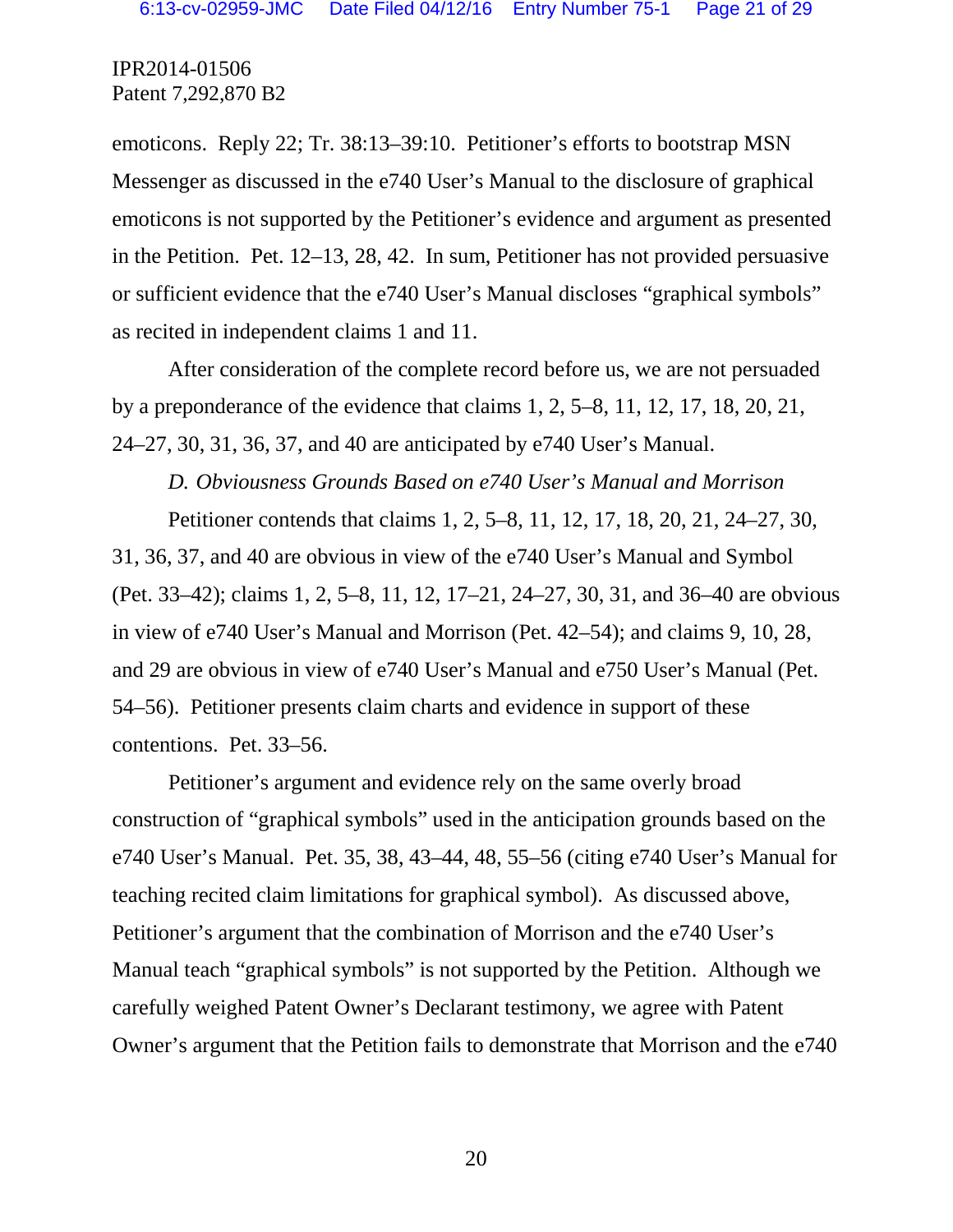emoticons. Reply 22; Tr. 38:13–39:10. Petitioner's efforts to bootstrap MSN Messenger as discussed in the e740 User's Manual to the disclosure of graphical emoticons is not supported by the Petitioner's evidence and argument as presented in the Petition. Pet. 12–13, 28, 42. In sum, Petitioner has not provided persuasive or sufficient evidence that the e740 User's Manual discloses "graphical symbols" as recited in independent claims 1 and 11.

After consideration of the complete record before us, we are not persuaded by a preponderance of the evidence that claims 1, 2, 5–8, 11, 12, 17, 18, 20, 21, 24–27, 30, 31, 36, 37, and 40 are anticipated by e740 User's Manual.

*D. Obviousness Grounds Based on e740 User's Manual and Morrison*

Petitioner contends that claims 1, 2, 5–8, 11, 12, 17, 18, 20, 21, 24–27, 30, 31, 36, 37, and 40 are obvious in view of the e740 User's Manual and Symbol (Pet. 33–42); claims 1, 2, 5–8, 11, 12, 17–21, 24–27, 30, 31, and 36–40 are obvious in view of e740 User's Manual and Morrison (Pet. 42–54); and claims 9, 10, 28, and 29 are obvious in view of e740 User's Manual and e750 User's Manual (Pet. 54–56). Petitioner presents claim charts and evidence in support of these contentions. Pet. 33–56.

Petitioner's argument and evidence rely on the same overly broad construction of "graphical symbols" used in the anticipation grounds based on the e740 User's Manual. Pet. 35, 38, 43–44, 48, 55–56 (citing e740 User's Manual for teaching recited claim limitations for graphical symbol). As discussed above, Petitioner's argument that the combination of Morrison and the e740 User's Manual teach "graphical symbols" is not supported by the Petition. Although we carefully weighed Patent Owner's Declarant testimony, we agree with Patent Owner's argument that the Petition fails to demonstrate that Morrison and the e740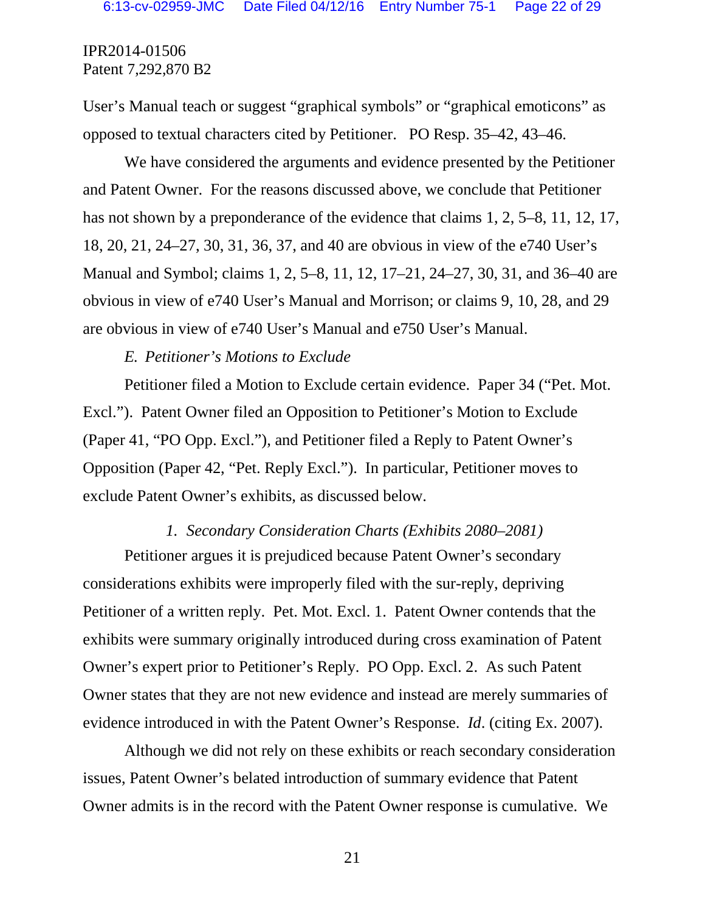User's Manual teach or suggest "graphical symbols" or "graphical emoticons" as opposed to textual characters cited by Petitioner. PO Resp. 35–42, 43–46.

We have considered the arguments and evidence presented by the Petitioner and Patent Owner. For the reasons discussed above, we conclude that Petitioner has not shown by a preponderance of the evidence that claims 1, 2, 5–8, 11, 12, 17, 18, 20, 21, 24–27, 30, 31, 36, 37, and 40 are obvious in view of the e740 User's Manual and Symbol; claims 1, 2, 5–8, 11, 12, 17–21, 24–27, 30, 31, and 36–40 are obvious in view of e740 User's Manual and Morrison; or claims 9, 10, 28, and 29 are obvious in view of e740 User's Manual and e750 User's Manual.

*E. Petitioner's Motions to Exclude*

Petitioner filed a Motion to Exclude certain evidence. Paper 34 ("Pet. Mot. Excl."). Patent Owner filed an Opposition to Petitioner's Motion to Exclude (Paper 41, "PO Opp. Excl."), and Petitioner filed a Reply to Patent Owner's Opposition (Paper 42, "Pet. Reply Excl."). In particular, Petitioner moves to exclude Patent Owner's exhibits, as discussed below.

*1. Secondary Consideration Charts (Exhibits 2080–2081)*

Petitioner argues it is prejudiced because Patent Owner's secondary considerations exhibits were improperly filed with the sur-reply, depriving Petitioner of a written reply. Pet. Mot. Excl. 1. Patent Owner contends that the exhibits were summary originally introduced during cross examination of Patent Owner's expert prior to Petitioner's Reply. PO Opp. Excl. 2. As such Patent Owner states that they are not new evidence and instead are merely summaries of evidence introduced in with the Patent Owner's Response. *Id*. (citing Ex. 2007).

Although we did not rely on these exhibits or reach secondary consideration issues, Patent Owner's belated introduction of summary evidence that Patent Owner admits is in the record with the Patent Owner response is cumulative. We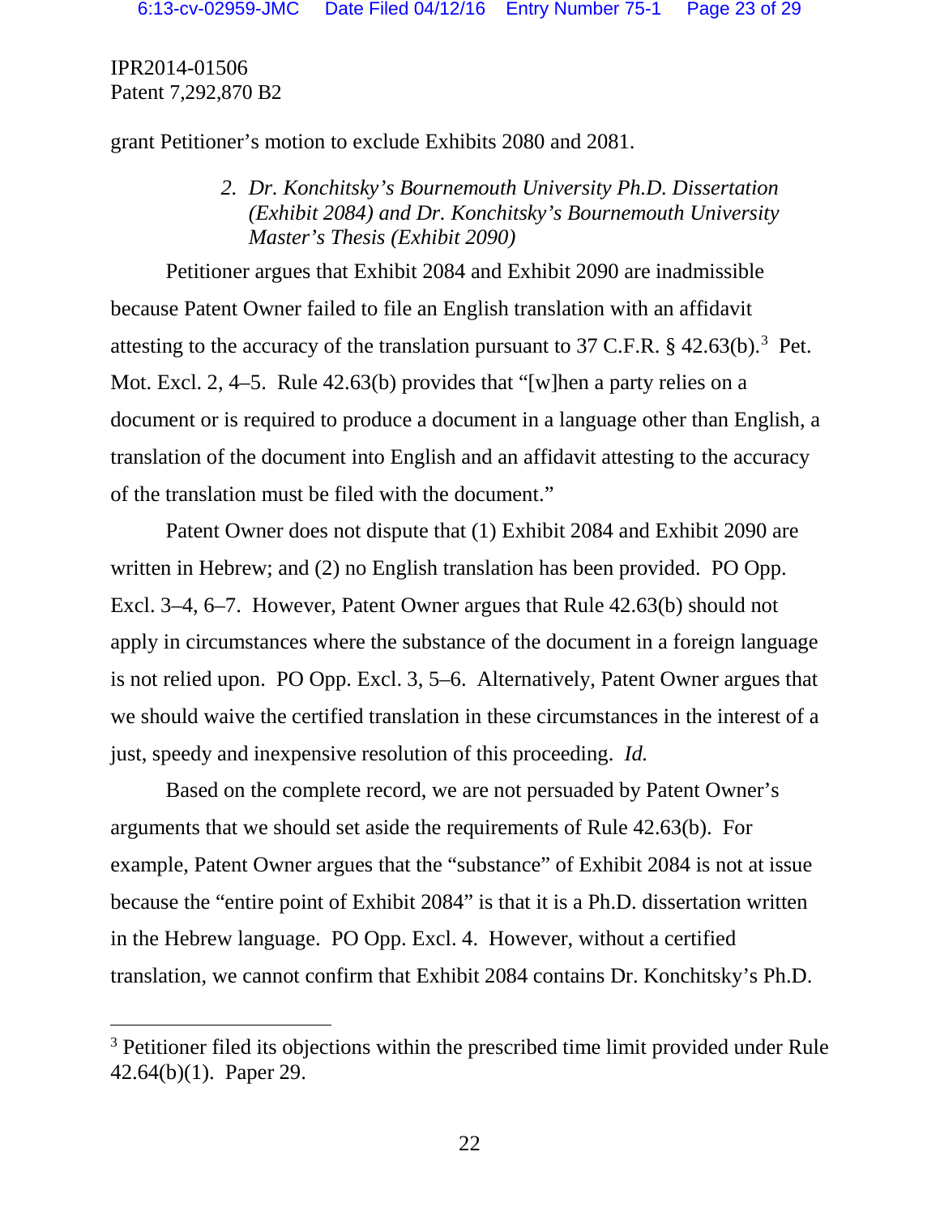grant Petitioner's motion to exclude Exhibits 2080 and 2081.

### 2. *Dr. Konchitsky's Bournemouth University Ph.D. Dissertation (Exhibit 2084) and Dr. Konchitsky's Bournemouth University Master's Thesis (Exhibit 2090)*

Petitioner argues that Exhibit 2084 and Exhibit 2090 are inadmissible because Patent Owner failed to file an English translation with an affidavit attesting to the accuracy of the translation pursuant to 37 C.F.R. § 42.63(b).[3] Pet. Mot. Excl. 2, 4–5. Rule 42.63(b) provides that "[w]hen a party relies on a document or is required to produce a document in a language other than English, a translation of the document into English and an affidavit attesting to the accuracy of the translation must be filed with the document."

Patent Owner does not dispute that (1) Exhibit 2084 and Exhibit 2090 are written in Hebrew; and (2) no English translation has been provided. PO Opp. Excl. 3–4, 6–7. However, Patent Owner argues that Rule 42.63(b) should not apply in circumstances where the substance of the document in a foreign language is not relied upon. PO Opp. Excl. 3, 5–6. Alternatively, Patent Owner argues that we should waive the certified translation in these circumstances in the interest of a just, speedy and inexpensive resolution of this proceeding. *Id.*

Based on the complete record, we are not persuaded by Patent Owner's arguments that we should set aside the requirements of Rule 42.63(b). For example, Patent Owner argues that the "substance" of Exhibit 2084 is not at issue because the "entire point of Exhibit 2084" is that it is a Ph.D. dissertation written in the Hebrew language. PO Opp. Excl. 4. However, without a certified translation, we cannot confirm that Exhibit 2084 contains Dr. Konchitsky's Ph.D.

---

[3] Petitioner filed its objections within the prescribed time limit provided under Rule 42.64(b)(1). Paper 29.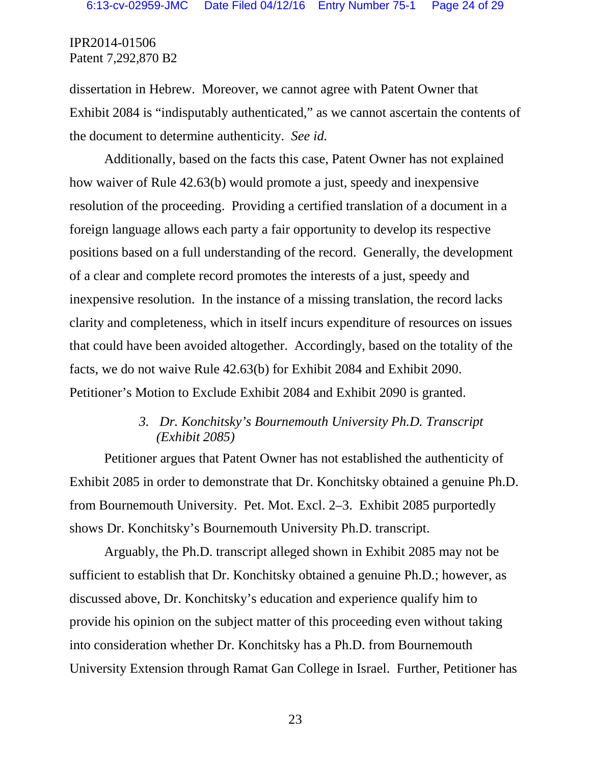dissertation in Hebrew. Moreover, we cannot agree with Patent Owner that Exhibit 2084 is "indisputably authenticated," as we cannot ascertain the contents of the document to determine authenticity. *See id.*

Additionally, based on the facts this case, Patent Owner has not explained how waiver of Rule 42.63(b) would promote a just, speedy and inexpensive resolution of the proceeding. Providing a certified translation of a document in a foreign language allows each party a fair opportunity to develop its respective positions based on a full understanding of the record. Generally, the development of a clear and complete record promotes the interests of a just, speedy and inexpensive resolution. In the instance of a missing translation, the record lacks clarity and completeness, which in itself incurs expenditure of resources on issues that could have been avoided altogether. Accordingly, based on the totality of the facts, we do not waive Rule 42.63(b) for Exhibit 2084 and Exhibit 2090. Petitioner's Motion to Exclude Exhibit 2084 and Exhibit 2090 is granted.

### *3. Dr. Konchitsky's Bournemouth University Ph.D. Transcript (Exhibit 2085)*

Petitioner argues that Patent Owner has not established the authenticity of Exhibit 2085 in order to demonstrate that Dr. Konchitsky obtained a genuine Ph.D. from Bournemouth University. Pet. Mot. Excl. 2–3. Exhibit 2085 purportedly shows Dr. Konchitsky's Bournemouth University Ph.D. transcript.

Arguably, the Ph.D. transcript alleged shown in Exhibit 2085 may not be sufficient to establish that Dr. Konchitsky obtained a genuine Ph.D.; however, as discussed above, Dr. Konchitsky's education and experience qualify him to provide his opinion on the subject matter of this proceeding even without taking into consideration whether Dr. Konchitsky has a Ph.D. from Bournemouth University Extension through Ramat Gan College in Israel. Further, Petitioner has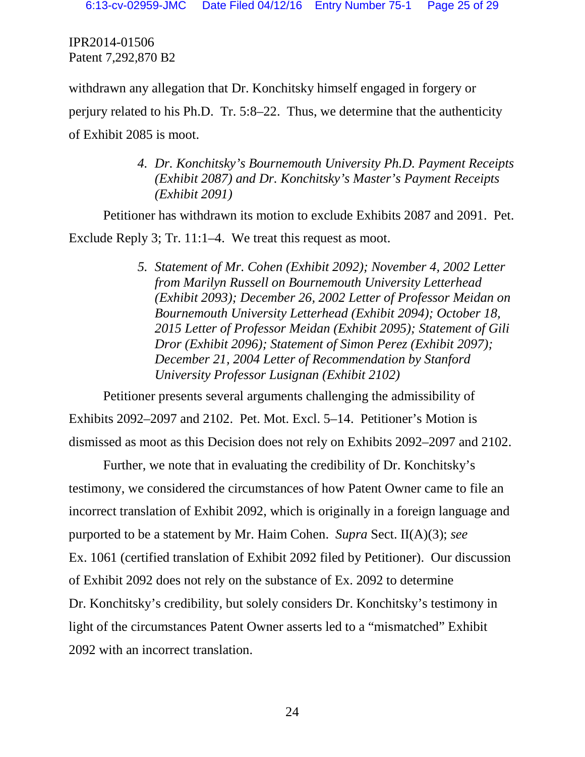withdrawn any allegation that Dr. Konchitsky himself engaged in forgery or perjury related to his Ph.D. Tr. 5:8–22. Thus, we determine that the authenticity of Exhibit 2085 is moot.

> *4. Dr. Konchitsky's Bournemouth University Ph.D. Payment Receipts (Exhibit 2087) and Dr. Konchitsky's Master's Payment Receipts (Exhibit 2091)*

Petitioner has withdrawn its motion to exclude Exhibits 2087 and 2091. Pet. Exclude Reply 3; Tr. 11:1–4. We treat this request as moot.

> *5. Statement of Mr. Cohen (Exhibit 2092); November 4, 2002 Letter from Marilyn Russell on Bournemouth University Letterhead (Exhibit 2093); December 26, 2002 Letter of Professor Meidan on Bournemouth University Letterhead (Exhibit 2094); October 18, 2015 Letter of Professor Meidan (Exhibit 2095); Statement of Gili Dror (Exhibit 2096); Statement of Simon Perez (Exhibit 2097); December 21, 2004 Letter of Recommendation by Stanford University Professor Lusignan (Exhibit 2102)*

Petitioner presents several arguments challenging the admissibility of Exhibits 2092–2097 and 2102. Pet. Mot. Excl. 5–14. Petitioner's Motion is dismissed as moot as this Decision does not rely on Exhibits 2092–2097 and 2102.

Further, we note that in evaluating the credibility of Dr. Konchitsky's testimony, we considered the circumstances of how Patent Owner came to file an incorrect translation of Exhibit 2092, which is originally in a foreign language and purported to be a statement by Mr. Haim Cohen. *Supra* Sect. II(A)(3); *see* Ex. 1061 (certified translation of Exhibit 2092 filed by Petitioner). Our discussion of Exhibit 2092 does not rely on the substance of Ex. 2092 to determine Dr. Konchitsky's credibility, but solely considers Dr. Konchitsky's testimony in light of the circumstances Patent Owner asserts led to a "mismatched" Exhibit 2092 with an incorrect translation.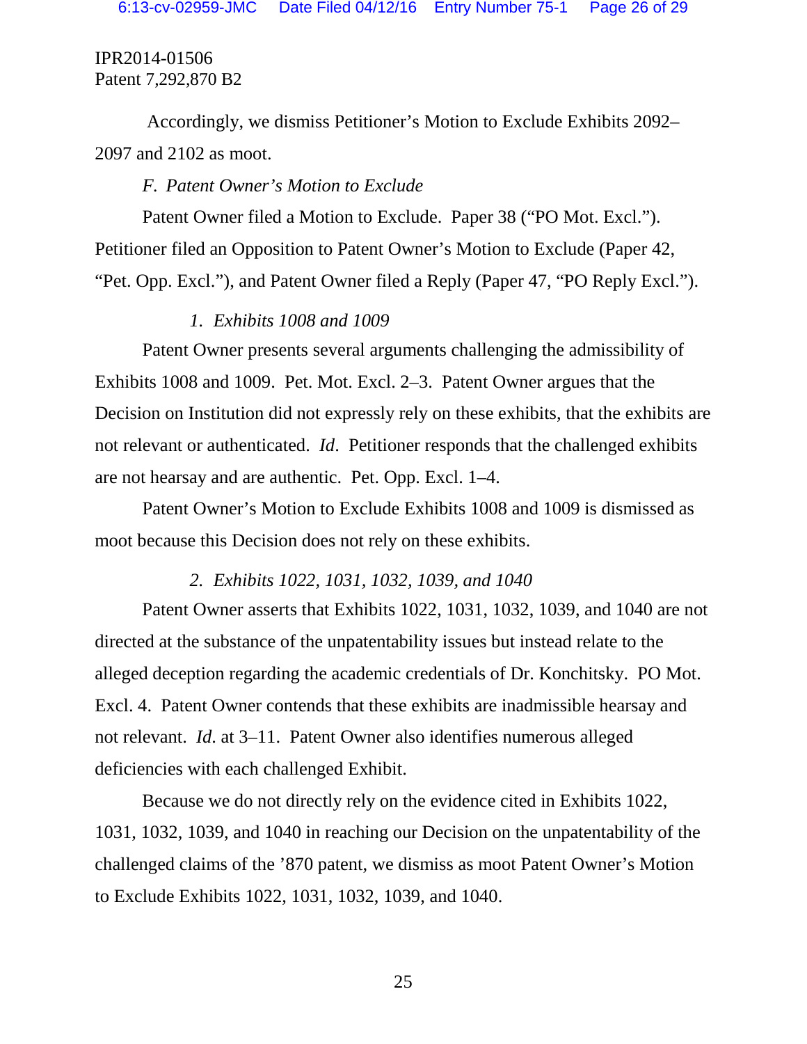Accordingly, we dismiss Petitioner's Motion to Exclude Exhibits 2092–2097 and 2102 as moot.

### *F. Patent Owner's Motion to Exclude*

Patent Owner filed a Motion to Exclude. Paper 38 ("PO Mot. Excl."). Petitioner filed an Opposition to Patent Owner's Motion to Exclude (Paper 42, "Pet. Opp. Excl."), and Patent Owner filed a Reply (Paper 47, "PO Reply Excl.").

#### *1. Exhibits 1008 and 1009*

Patent Owner presents several arguments challenging the admissibility of Exhibits 1008 and 1009. Pet. Mot. Excl. 2–3. Patent Owner argues that the Decision on Institution did not expressly rely on these exhibits, that the exhibits are not relevant or authenticated. *Id*. Petitioner responds that the challenged exhibits are not hearsay and are authentic. Pet. Opp. Excl. 1–4.

Patent Owner's Motion to Exclude Exhibits 1008 and 1009 is dismissed as moot because this Decision does not rely on these exhibits.

#### *2. Exhibits 1022, 1031, 1032, 1039, and 1040*

Patent Owner asserts that Exhibits 1022, 1031, 1032, 1039, and 1040 are not directed at the substance of the unpatentability issues but instead relate to the alleged deception regarding the academic credentials of Dr. Konchitsky. PO Mot. Excl. 4. Patent Owner contends that these exhibits are inadmissible hearsay and not relevant. *Id*. at 3–11. Patent Owner also identifies numerous alleged deficiencies with each challenged Exhibit.

Because we do not directly rely on the evidence cited in Exhibits 1022, 1031, 1032, 1039, and 1040 in reaching our Decision on the unpatentability of the challenged claims of the '870 patent, we dismiss as moot Patent Owner's Motion to Exclude Exhibits 1022, 1031, 1032, 1039, and 1040.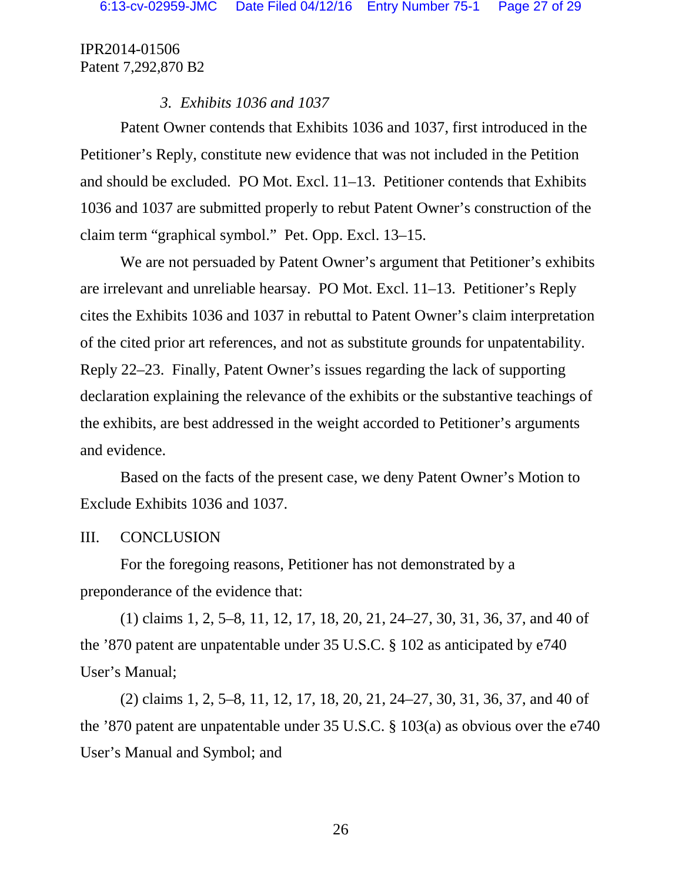### *3. Exhibits 1036 and 1037*

Patent Owner contends that Exhibits 1036 and 1037, first introduced in the Petitioner's Reply, constitute new evidence that was not included in the Petition and should be excluded. PO Mot. Excl. 11–13. Petitioner contends that Exhibits 1036 and 1037 are submitted properly to rebut Patent Owner's construction of the claim term "graphical symbol." Pet. Opp. Excl. 13–15.

We are not persuaded by Patent Owner's argument that Petitioner's exhibits are irrelevant and unreliable hearsay. PO Mot. Excl. 11–13. Petitioner's Reply cites the Exhibits 1036 and 1037 in rebuttal to Patent Owner's claim interpretation of the cited prior art references, and not as substitute grounds for unpatentability. Reply 22–23. Finally, Patent Owner's issues regarding the lack of supporting declaration explaining the relevance of the exhibits or the substantive teachings of the exhibits, are best addressed in the weight accorded to Petitioner's arguments and evidence.

Based on the facts of the present case, we deny Patent Owner's Motion to Exclude Exhibits 1036 and 1037.

## III. CONCLUSION

For the foregoing reasons, Petitioner has not demonstrated by a preponderance of the evidence that:

(1) claims 1, 2, 5–8, 11, 12, 17, 18, 20, 21, 24–27, 30, 31, 36, 37, and 40 of the '870 patent are unpatentable under 35 U.S.C. § 102 as anticipated by e740 User's Manual;

(2) claims 1, 2, 5–8, 11, 12, 17, 18, 20, 21, 24–27, 30, 31, 36, 37, and 40 of the '870 patent are unpatentable under 35 U.S.C. § 103(a) as obvious over the e740 User's Manual and Symbol; and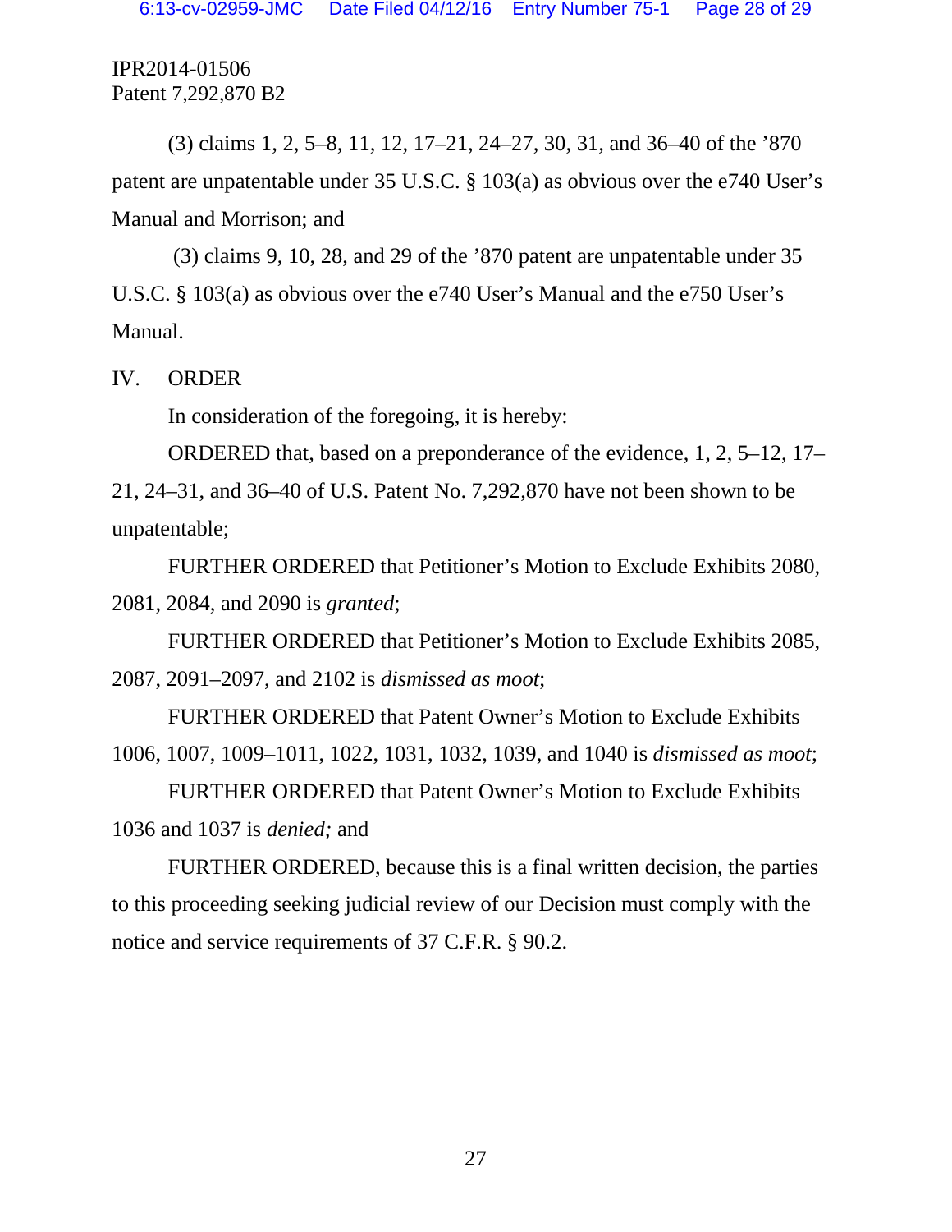(3) claims 1, 2, 5–8, 11, 12, 17–21, 24–27, 30, 31, and 36–40 of the '870 patent are unpatentable under 35 U.S.C. § 103(a) as obvious over the e740 User's Manual and Morrison; and

(3) claims 9, 10, 28, and 29 of the '870 patent are unpatentable under 35 U.S.C. § 103(a) as obvious over the e740 User's Manual and the e750 User's Manual.

## IV. ORDER

In consideration of the foregoing, it is hereby:

ORDERED that, based on a preponderance of the evidence, 1, 2, 5–12, 17–21, 24–31, and 36–40 of U.S. Patent No. 7,292,870 have not been shown to be unpatentable;

FURTHER ORDERED that Petitioner's Motion to Exclude Exhibits 2080, 2081, 2084, and 2090 is *granted*;

FURTHER ORDERED that Petitioner's Motion to Exclude Exhibits 2085, 2087, 2091–2097, and 2102 is *dismissed as moot*;

FURTHER ORDERED that Patent Owner's Motion to Exclude Exhibits 1006, 1007, 1009–1011, 1022, 1031, 1032, 1039, and 1040 is *dismissed as moot*;

FURTHER ORDERED that Patent Owner's Motion to Exclude Exhibits 1036 and 1037 is *denied;* and

FURTHER ORDERED, because this is a final written decision, the parties to this proceeding seeking judicial review of our Decision must comply with the notice and service requirements of 37 C.F.R. § 90.2.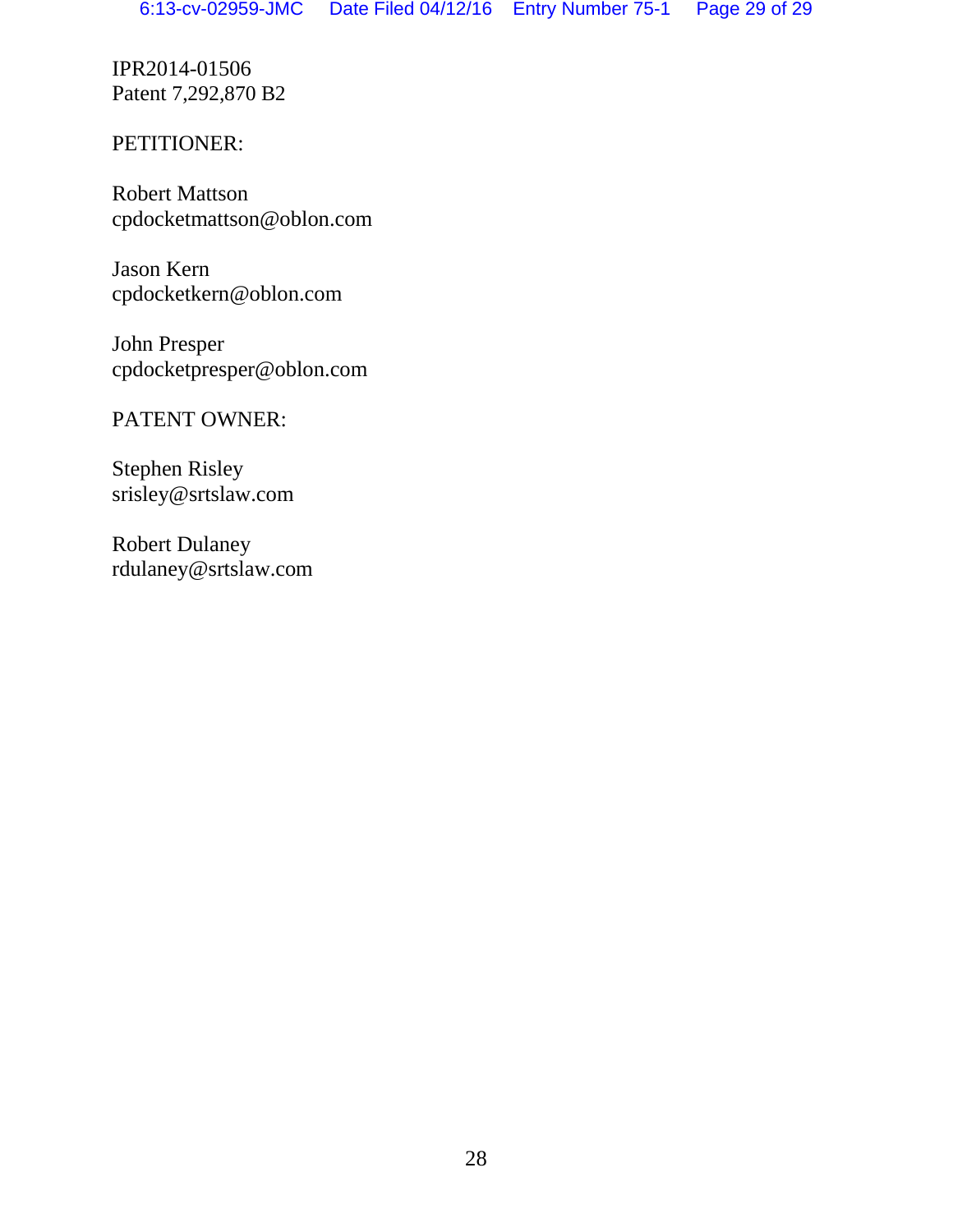IPR2014-01506
Patent 7,292,870 B2

PETITIONER:

Robert Mattson
cpdocketmattson@oblon.com

Jason Kern
cpdocketkern@oblon.com

John Presper
cpdocketpresper@oblon.com

PATENT OWNER:

Stephen Risley
srisley@srtslaw.com

Robert Dulaney
rdulaney@srtslaw.com